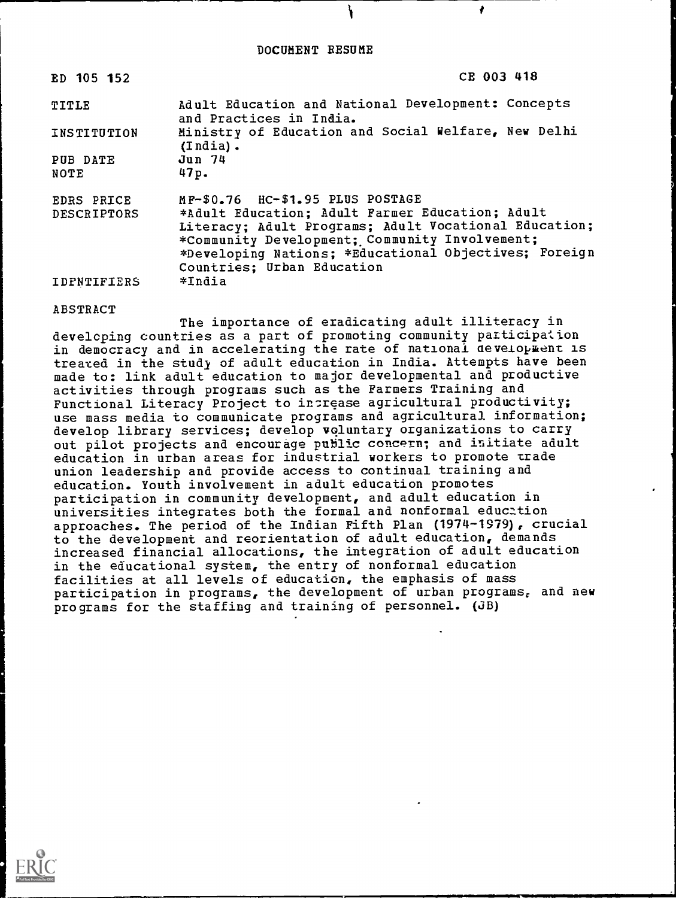DOCUMENT RESUME

| | |
|---|---|
| ED 105 152 | CE 003 418 |
| TITLE | Adult Education and National Development: Concepts and Practices in India. |
| INSTITUTION | Ministry of Education and Social Welfare, New Delhi (India). |
| PUB DATE | Jun 74 |
| NOTE | 47p. |
| EDRS PRICE | MF-$0.76 HC-$1.95 PLUS POSTAGE |
| DESCRIPTORS | *Adult Education; Adult Farmer Education; Adult Literacy; Adult Programs; Adult Vocational Education; *Community Development; Community Involvement; *Developing Nations; *Educational Objectives; Foreign Countries; Urban Education |
| IDENTIFIERS | *India |

ABSTRACT

The importance of eradicating adult illiteracy in developing countries as a part of promoting community participation in democracy and in accelerating the rate of national development is treated in the study of adult education in India. Attempts have been made to: link adult education to major developmental and productive activities through programs such as the Farmers Training and Functional Literacy Project to increase agricultural productivity; use mass media to communicate programs and agricultural information; develop library services; develop voluntary organizations to carry out pilot projects and encourage public concern; and initiate adult education in urban areas for industrial workers to promote trade union leadership and provide access to continual training and education. Youth involvement in adult education promotes participation in community development, and adult education in universities integrates both the formal and nonformal education approaches. The period of the Indian Fifth Plan (1974-1979), crucial to the development and reorientation of adult education, demands increased financial allocations, the integration of adult education in the educational system, the entry of nonformal education facilities at all levels of education, the emphasis of mass participation in programs, the development of urban programs, and new programs for the staffing and training of personnel. (JB)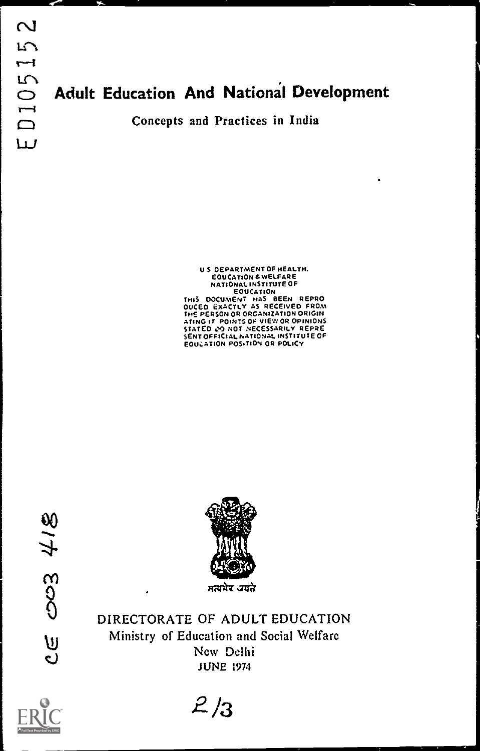ED105152

# Adult Education And National Development

## Concepts and Practices in India

U S DEPARTMENT OF HEALTH,
EDUCATION & WELFARE
NATIONAL INSTITUTE OF
EDUCATION
THIS DOCUMENT HAS BEEN REPRODUCED EXACTLY AS RECEIVED FROM THE PERSON OR ORGANIZATION ORIGINATING IT. POINTS OF VIEW OR OPINIONS STATED DO NOT NECESSARILY REPRESENT OFFICIAL NATIONAL INSTITUTE OF EDUCATION POSITION OR POLICY

सत्यमेव जयते

CE 003 418

DIRECTORATE OF ADULT EDUCATION
Ministry of Education and Social Welfare
New Delhi
JUNE 1974

2/3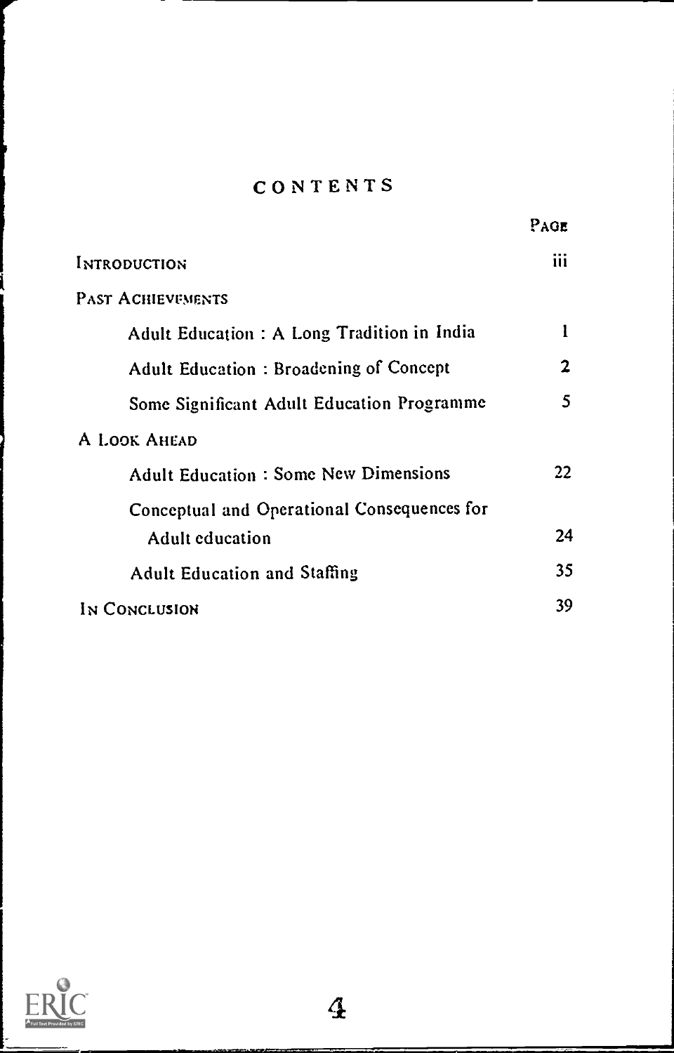# CONTENTS

| | PAGE |
|---|---|
| INTRODUCTION | iii |
| PAST ACHIEVEMENTS | |
| Adult Education : A Long Tradition in India | 1 |
| Adult Education : Broadening of Concept | 2 |
| Some Significant Adult Education Programme | 5 |
| A LOOK AHEAD | |
| Adult Education : Some New Dimensions | 22 |
| Conceptual and Operational Consequences for Adult education | 24 |
| Adult Education and Staffing | 35 |
| IN CONCLUSION | 39 |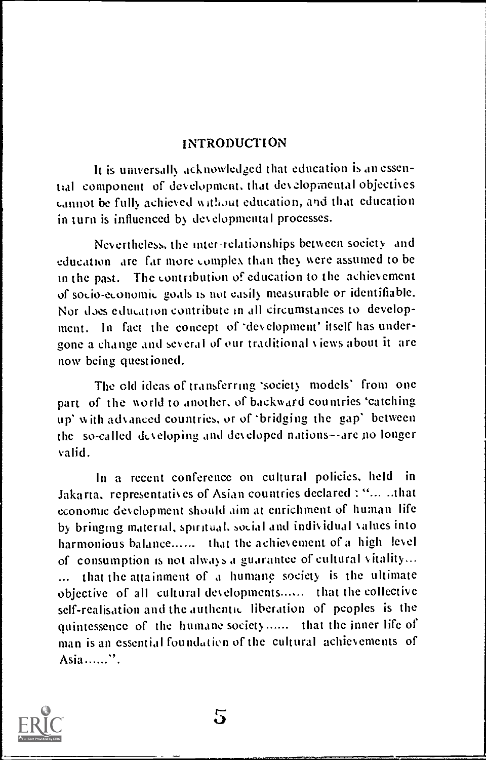# INTRODUCTION

It is universally acknowledged that education is an essential component of development, that developmental objectives cannot be fully achieved without education, and that education in turn is influenced by developmental processes.

Nevertheless, the inter-relationships between society and education are far more complex than they were assumed to be in the past. The contribution of education to the achievement of socio-economic goals is not easily measurable or identifiable. Nor does education contribute in all circumstances to development. In fact the concept of 'development' itself has undergone a change and several of our traditional views about it are now being questioned.

The old ideas of transferring 'society models' from one part of the world to another, of backward countries 'catching up' with advanced countries, or of 'bridging the gap' between the so-called developing and developed nations--are no longer valid.

In a recent conference on cultural policies, held in Jakarta, representatives of Asian countries declared : "... ..that economic development should aim at enrichment of human life by bringing material, spiritual, social and individual values into harmonious balance...... that the achievement of a high level of consumption is not always a guarantee of cultural vitality... ... that the attainment of a humane society is the ultimate objective of all cultural developments...... that the collective self-realisation and the authentic liberation of peoples is the quintessence of the humane society...... that the inner life of man is an essential foundation of the cultural achievements of Asia......".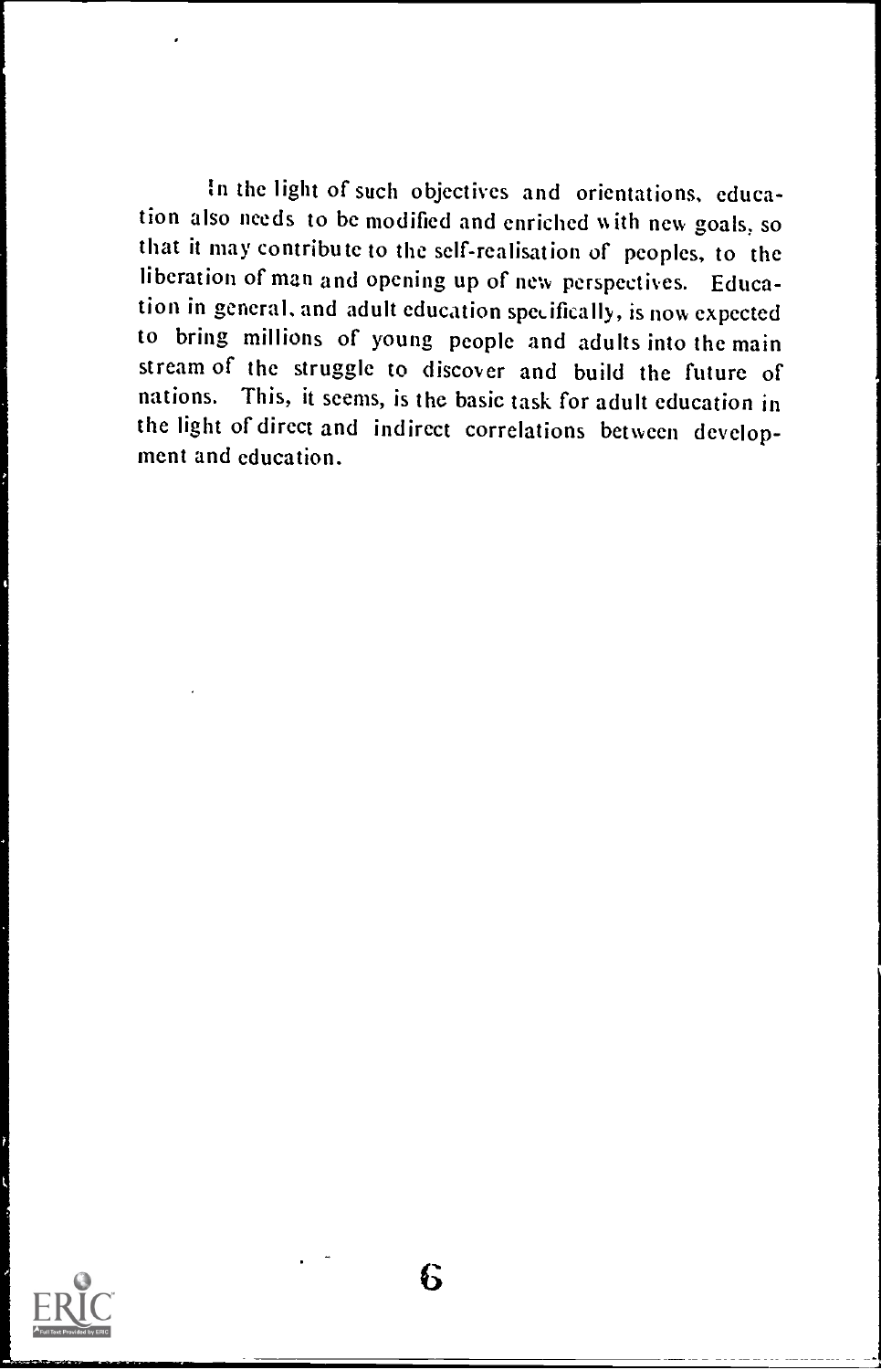In the light of such objectives and orientations, education also needs to be modified and enriched with new goals, so that it may contribute to the self-realisation of peoples, to the liberation of man and opening up of new perspectives. Education in general, and adult education specifically, is now expected to bring millions of young people and adults into the main stream of the struggle to discover and build the future of nations. This, it seems, is the basic task for adult education in the light of direct and indirect correlations between development and education.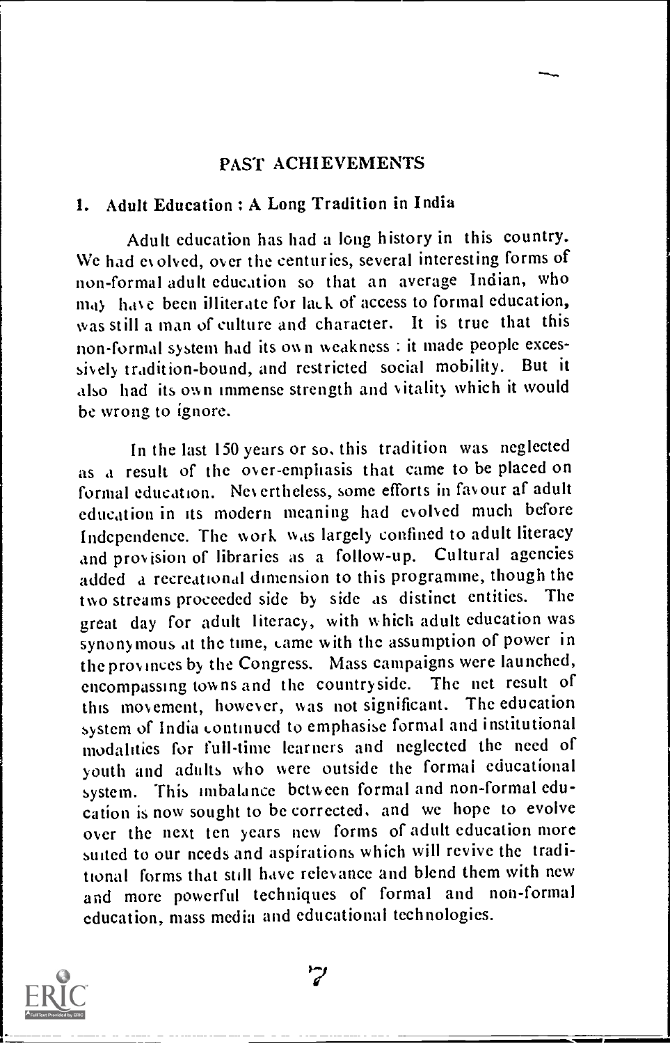## PAST ACHIEVEMENTS

### 1. Adult Education : A Long Tradition in India

Adult education has had a long history in this country. We had evolved, over the centuries, several interesting forms of non-formal adult education so that an average Indian, who may have been illiterate for lack of access to formal education, was still a man of culture and character. It is true that this non-formal system had its own weakness : it made people excessively tradition-bound, and restricted social mobility. But it also had its own immense strength and vitality which it would be wrong to ignore.

In the last 150 years or so, this tradition was neglected as a result of the over-emphasis that came to be placed on formal education. Nevertheless, some efforts in favour af adult education in its modern meaning had evolved much before Independence. The work was largely confined to adult literacy and provision of libraries as a follow-up. Cultural agencies added a recreational dimension to this programme, though the two streams proceeded side by side as distinct entities. The great day for adult literacy, with which adult education was synonymous at the time, came with the assumption of power in the provinces by the Congress. Mass campaigns were launched, encompassing towns and the countryside. The net result of this movement, however, was not significant. The education system of India continued to emphasise formal and institutional modalities for full-time learners and neglected the need of youth and adults who were outside the formal educational system. This imbalance between formal and non-formal education is now sought to be corrected, and we hope to evolve over the next ten years new forms of adult education more suited to our needs and aspirations which will revive the traditional forms that still have relevance and blend them with new and more powerful techniques of formal and non-formal education, mass media and educational technologies.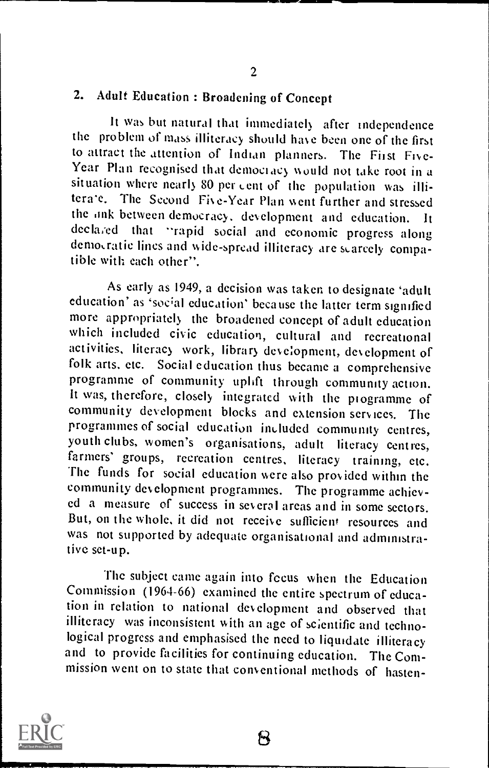## 2. Adult Education : Broadening of Concept

It was but natural that immediately after independence the problem of mass illiteracy should have been one of the first to attract the attention of Indian planners. The First Five-Year Plan recognised that democracy would not take root in a situation where nearly 80 per cent of the population was illiterate. The Second Five-Year Plan went further and stressed the link between democracy, development and education. It declared that "rapid social and economic progress along democratic lines and wide-spread illiteracy are scarcely compatible with each other".

As early as 1949, a decision was taken to designate 'adult education' as 'social education' because the latter term signified more appropriately the broadened concept of adult education which included civic education, cultural and recreational activities, literacy work, library development, development of folk arts, etc. Social education thus became a comprehensive programme of community uplift through community action. It was, therefore, closely integrated with the programme of community development blocks and extension services. The programmes of social education included community centres, youth clubs, women's organisations, adult literacy centres, farmers' groups, recreation centres, literacy training, etc. The funds for social education were also provided within the community development programmes. The programme achieved a measure of success in several areas and in some sectors. But, on the whole, it did not receive sufficient resources and was not supported by adequate organisational and administrative set-up.

The subject came again into focus when the Education Commission (1964-66) examined the entire spectrum of education in relation to national development and observed that illiteracy was inconsistent with an age of scientific and technological progress and emphasised the need to liquidate illiteracy and to provide facilities for continuing education. The Commission went on to state that conventional methods of hasten-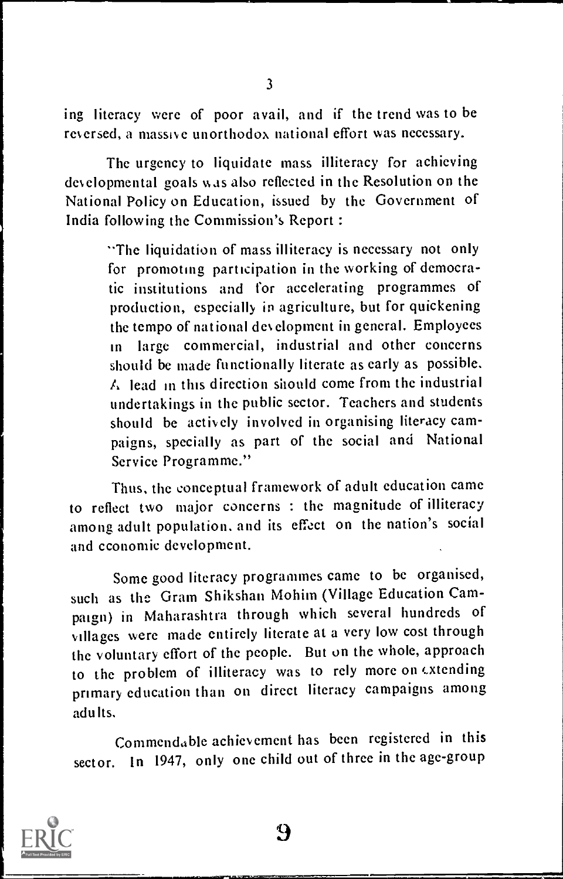ing literacy were of poor avail, and if the trend was to be reversed, a massive unorthodox national effort was necessary.

The urgency to liquidate mass illiteracy for achieving developmental goals was also reflected in the Resolution on the National Policy on Education, issued by the Government of India following the Commission's Report :

> "The liquidation of mass illiteracy is necessary not only for promoting participation in the working of democratic institutions and for accelerating programmes of production, especially in agriculture, but for quickening the tempo of national development in general. Employees in large commercial, industrial and other concerns should be made functionally literate as early as possible. A lead in this direction should come from the industrial undertakings in the public sector. Teachers and students should be actively involved in organising literacy campaigns, specially as part of the social and National Service Programme."

Thus, the conceptual framework of adult education came to reflect two major concerns : the magnitude of illiteracy among adult population, and its effect on the nation's social and economic development.

Some good literacy programmes came to be organised, such as the Gram Shikshan Mohim (Village Education Campaign) in Maharashtra through which several hundreds of villages were made entirely literate at a very low cost through the voluntary effort of the people. But on the whole, approach to the problem of illiteracy was to rely more on extending primary education than on direct literacy campaigns among adults.

Commendable achievement has been registered in this sector. In 1947, only one child out of three in the age-group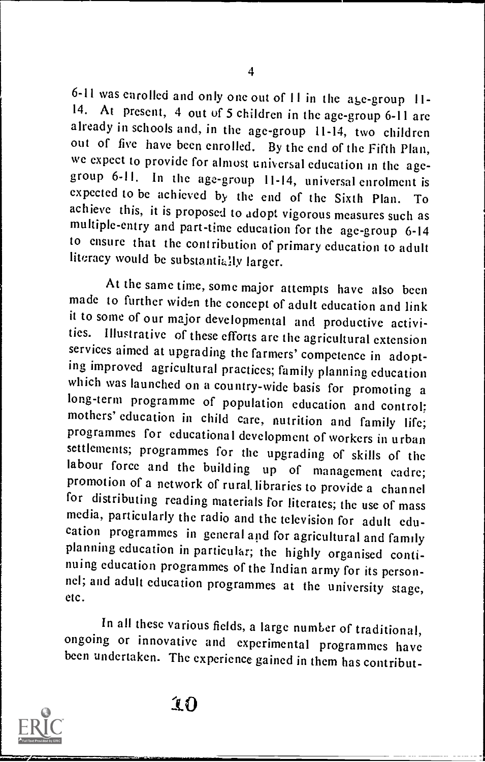6-11 was enrolled and only one out of 11 in the age-group 11-14. At present, 4 out of 5 children in the age-group 6-11 are already in schools and, in the age-group 11-14, two children out of five have been enrolled. By the end of the Fifth Plan, we expect to provide for almost universal education in the age-group 6-11. In the age-group 11-14, universal enrolment is expected to be achieved by the end of the Sixth Plan. To achieve this, it is proposed to adopt vigorous measures such as multiple-entry and part-time education for the age-group 6-14 to ensure that the contribution of primary education to adult literacy would be substantially larger.

At the same time, some major attempts have also been made to further widen the concept of adult education and link it to some of our major developmental and productive activities. Illustrative of these efforts are the agricultural extension services aimed at upgrading the farmers' competence in adopting improved agricultural practices; family planning education which was launched on a country-wide basis for promoting a long-term programme of population education and control; mothers' education in child care, nutrition and family life; programmes for educational development of workers in urban settlements; programmes for the upgrading of skills of the labour force and the building up of management cadre; promotion of a network of rural libraries to provide a channel for distributing reading materials for literates; the use of mass media, particularly the radio and the television for adult education programmes in general and for agricultural and family planning education in particular; the highly organised continuing education programmes of the Indian army for its personnel; and adult education programmes at the university stage, etc.

In all these various fields, a large number of traditional, ongoing or innovative and experimental programmes have been undertaken. The experience gained in them has contribut-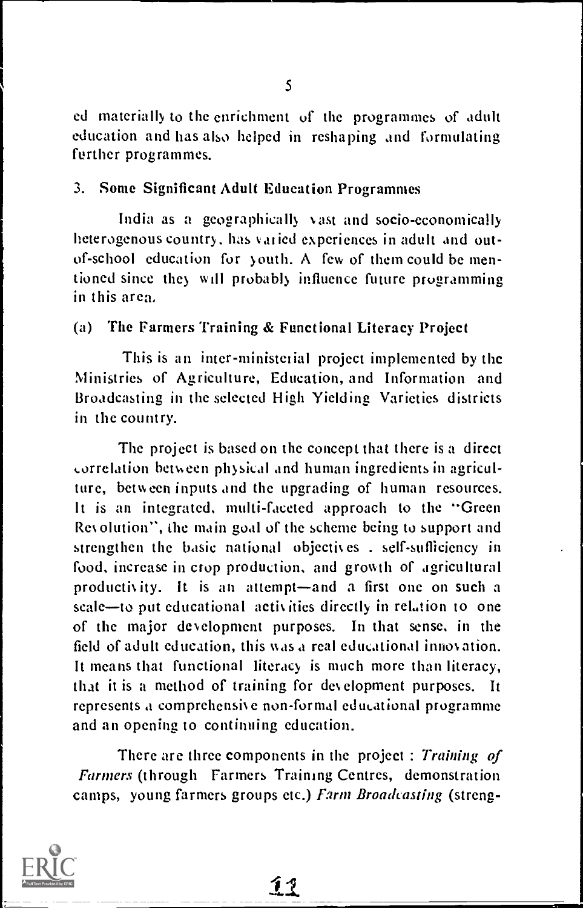ed materially to the enrichment of the programmes of adult education and has also helped in reshaping and formulating further programmes.

### 3. Some Significant Adult Education Programmes

India as a geographically vast and socio-economically heterogenous country, has varied experiences in adult and out-of-school education for youth. A few of them could be mentioned since they will probably influence future programming in this area.

#### (a) The Farmers Training & Functional Literacy Project

This is an inter-ministerial project implemented by the Ministries of Agriculture, Education, and Information and Broadcasting in the selected High Yielding Varieties districts in the country.

The project is based on the concept that there is a direct correlation between physical and human ingredients in agriculture, between inputs and the upgrading of human resources. It is an integrated, multi-faceted approach to the "Green Revolution", the main goal of the scheme being to support and strengthen the basic national objectives . self-sufficiency in food, increase in crop production, and growth of agricultural productivity. It is an attempt—and a first one on such a scale—to put educational activities directly in relation to one of the major development purposes. In that sense, in the field of adult education, this was a real educational innovation. It means that functional literacy is much more than literacy, that it is a method of training for development purposes. It represents a comprehensive non-formal educational programme and an opening to continuing education.

There are three components in the project : *Training of Farmers* (through Farmers Training Centres, demonstration camps, young farmers groups etc.) *Farm Broadcasting* (streng-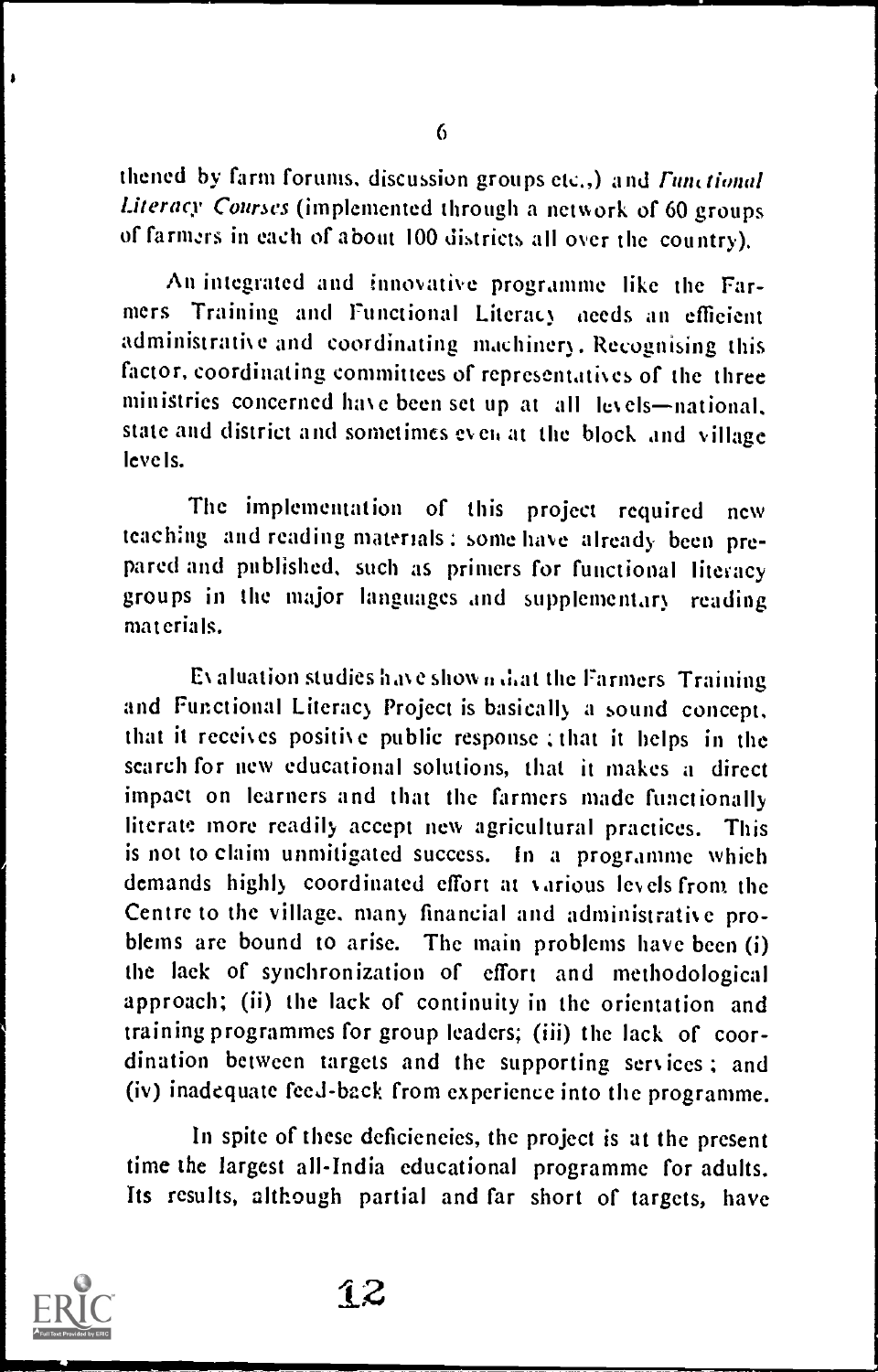thened by farm forums, discussion groups etc.,) and *Functional Literacy Courses* (implemented through a network of 60 groups of farmers in each of about 100 districts all over the country).

An integrated and innovative programme like the Farmers Training and Functional Literacy needs an efficient administrative and coordinating machinery. Recognising this factor, coordinating committees of representatives of the three ministries concerned have been set up at all levels—national, state and district and sometimes even at the block and village levels.

The implementation of this project required new teaching and reading materials; some have already been prepared and published, such as primers for functional literacy groups in the major languages and supplementary reading materials.

Evaluation studies have shown that the Farmers Training and Functional Literacy Project is basically a sound concept, that it receives positive public response; that it helps in the search for new educational solutions, that it makes a direct impact on learners and that the farmers made functionally literate more readily accept new agricultural practices. This is not to claim unmitigated success. In a programme which demands highly coordinated effort at various levels from the Centre to the village, many financial and administrative problems are bound to arise. The main problems have been (i) the lack of synchronization of effort and methodological approach; (ii) the lack of continuity in the orientation and training programmes for group leaders; (iii) the lack of coordination between targets and the supporting services; and (iv) inadequate feed-back from experience into the programme.

In spite of these deficiencies, the project is at the present time the largest all-India educational programme for adults. Its results, although partial and far short of targets, have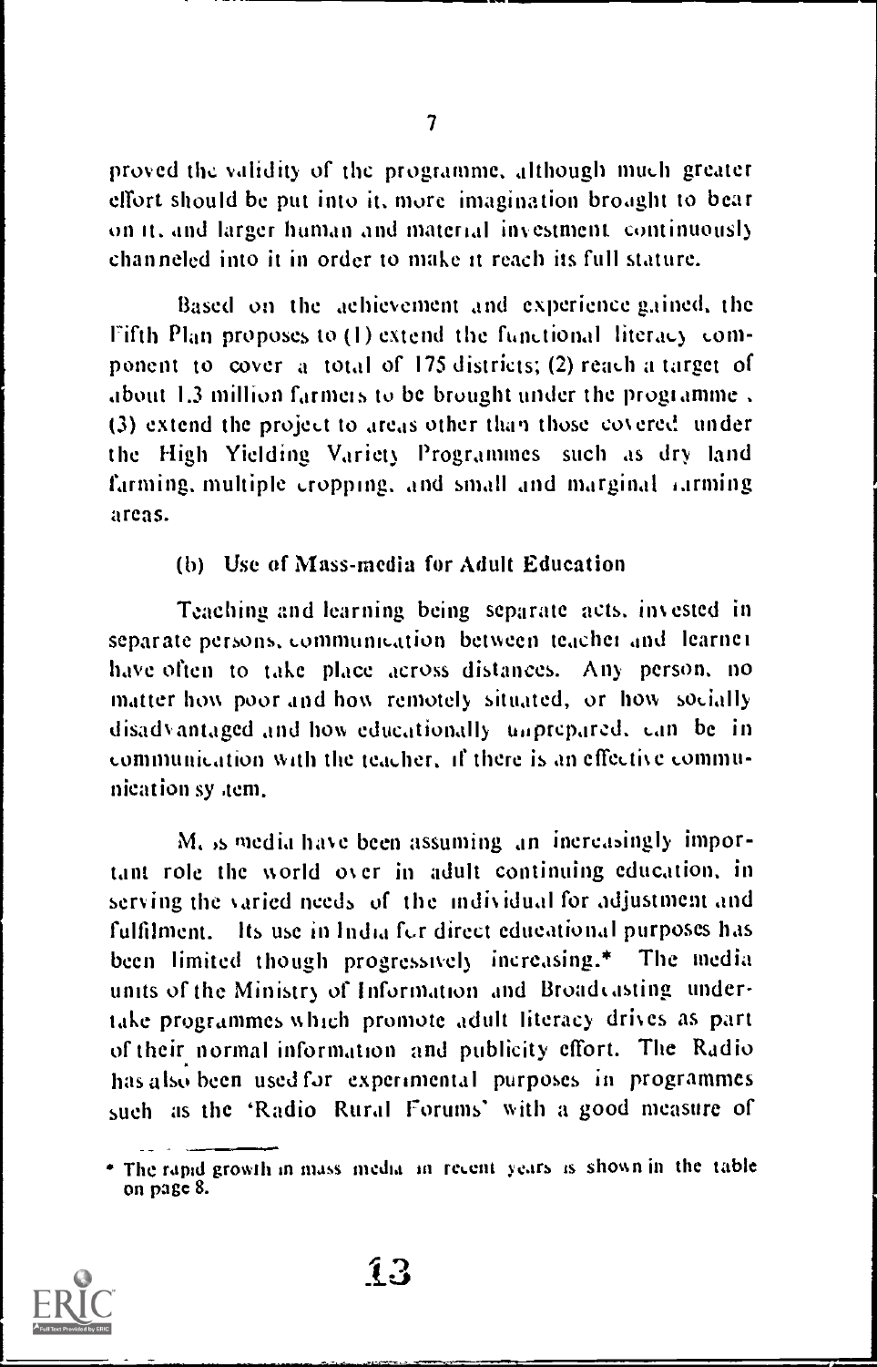proved the validity of the programme, although much greater effort should be put into it, more imagination brought to bear on it, and larger human and material investment continuously channeled into it in order to make it reach its full stature.

Based on the achievement and experience gained, the Fifth Plan proposes to (1) extend the functional literacy component to cover a total of 175 districts; (2) reach a target of about 1.3 million farmers to be brought under the programme , (3) extend the project to areas other than those covered under the High Yielding Variety Programmes such as dry land farming, multiple cropping, and small and marginal farming areas.

### (b) Use of Mass-media for Adult Education

Teaching and learning being separate acts, invested in separate persons, communication between teacher and learner have often to take place across distances. Any person, no matter how poor and how remotely situated, or how socially disadvantaged and how educationally unprepared, can be in communication with the teacher, if there is an effective communication system.

Mass media have been assuming an increasingly important role the world over in adult continuing education, in serving the varied needs of the individual for adjustment and fulfilment. Its use in India for direct educational purposes has been limited though progressively increasing.* The media units of the Ministry of Information and Broadcasting undertake programmes which promote adult literacy drives as part of their normal information and publicity effort. The Radio has also been used for experimental purposes in programmes such as the 'Radio Rural Forums' with a good measure of

* The rapid growth in mass media in recent years is shown in the table on page 8.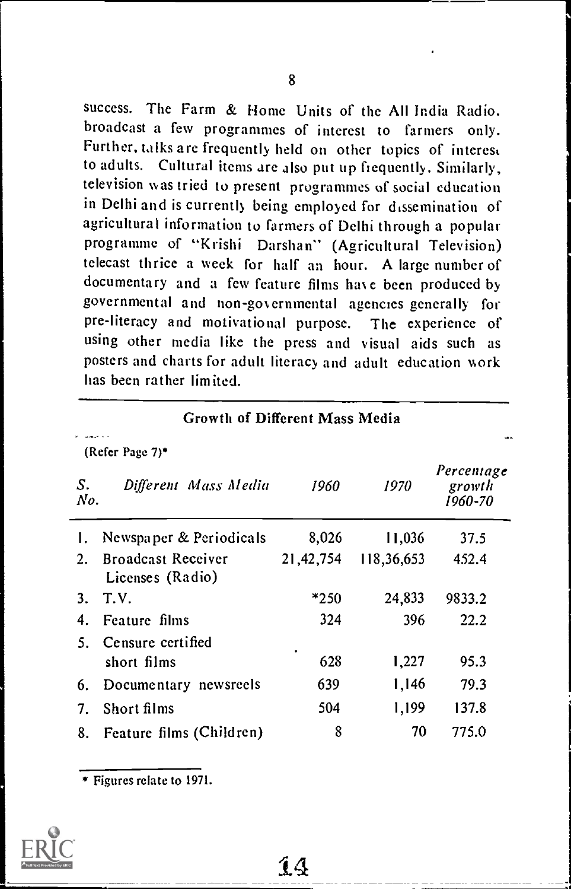success. The Farm & Home Units of the All India Radio. broadcast a few programmes of interest to farmers only. Further, talks are frequently held on other topics of interest to adults. Cultural items are also put up frequently. Similarly, television was tried to present programmes of social education in Delhi and is currently being employed for dissemination of agricultural information to farmers of Delhi through a popular programme of "Krishi Darshan" (Agricultural Television) telecast thrice a week for half an hour. A large number of documentary and a few feature films have been produced by governmental and non-governmental agencies generally for pre-literacy and motivational purpose. The experience of using other media like the press and visual aids such as posters and charts for adult literacy and adult education work has been rather limited.

## Growth of Different Mass Media

(Refer Page 7)*

| *S. No.* | *Different Mass Media* | *1960* | *1970* | *Percentage growth 1960-70* |
|---|---|---|---|---|
| 1. | Newspaper & Periodicals | 8,026 | 11,036 | 37.5 |
| 2. | Broadcast Receiver Licenses (Radio) | 21,42,754 | 118,36,653 | 452.4 |
| 3. | T.V. | *250 | 24,833 | 9833.2 |
| 4. | Feature films | 324 | 396 | 22.2 |
| 5. | Censure certified short films | 628 | 1,227 | 95.3 |
| 6. | Documentary newsreels | 639 | 1,146 | 79.3 |
| 7. | Short films | 504 | 1,199 | 137.8 |
| 8. | Feature films (Children) | 8 | 70 | 775.0 |

* Figures relate to 1971.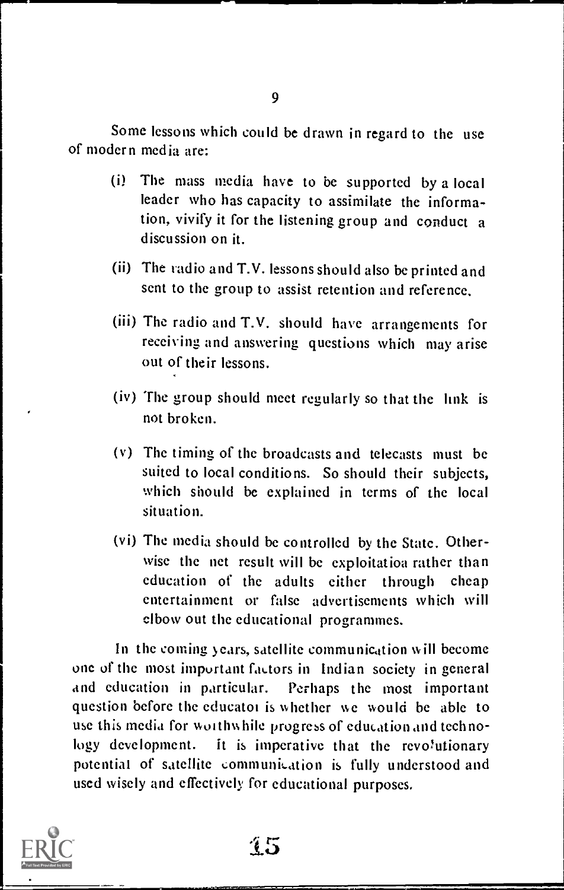Some lessons which could be drawn in regard to the use of modern media are:

(i) The mass media have to be supported by a local leader who has capacity to assimilate the information, vivify it for the listening group and conduct a discussion on it.

(ii) The radio and T.V. lessons should also be printed and sent to the group to assist retention and reference.

(iii) The radio and T.V. should have arrangements for receiving and answering questions which may arise out of their lessons.

(iv) The group should meet regularly so that the link is not broken.

(v) The timing of the broadcasts and telecasts must be suited to local conditions. So should their subjects, which should be explained in terms of the local situation.

(vi) The media should be controlled by the State. Otherwise the net result will be exploitatioa rather than education of the adults either through cheap entertainment or false advertisements which will elbow out the educational programmes.

In the coming years, satellite communication will become one of the most important factors in Indian society in general and education in particular. Perhaps the most important question before the educator is whether we would be able to use this media for worthwhile progress of education and technology development. It is imperative that the revolutionary potential of satellite communication is fully understood and used wisely and effectively for educational purposes.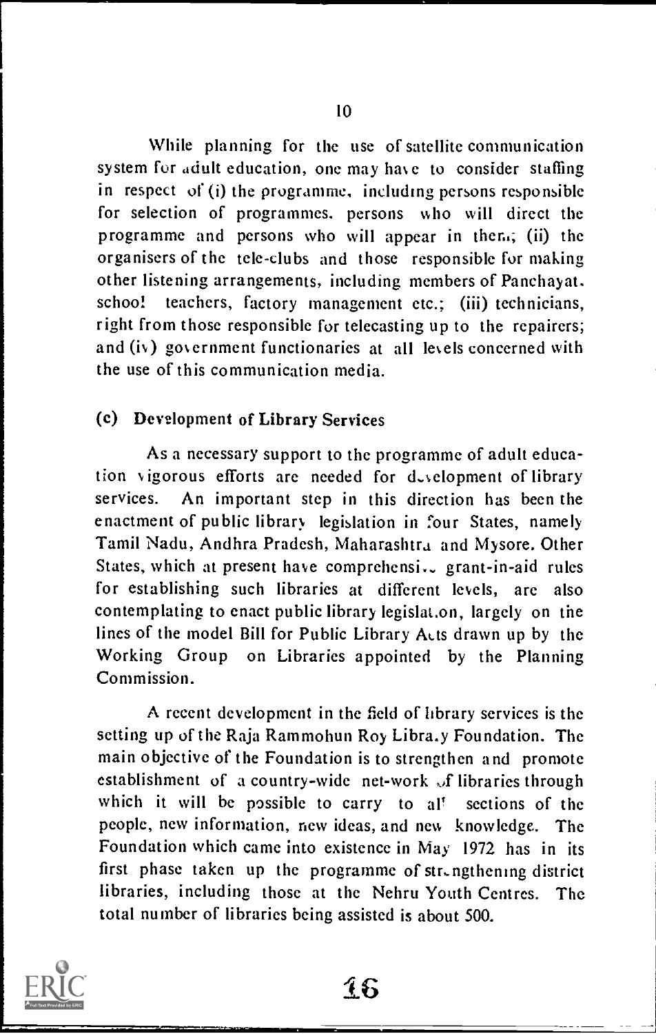While planning for the use of satellite communication system for adult education, one may have to consider staffing in respect of (i) the programme, including persons responsible for selection of programmes. persons who will direct the programme and persons who will appear in them; (ii) the organisers of the tele-clubs and those responsible for making other listening arrangements, including members of Panchayat. school teachers, factory management etc.; (iii) technicians, right from those responsible for telecasting up to the repairers; and (iv) government functionaries at all levels concerned with the use of this communication media.

### (c) Development of Library Services

As a necessary support to the programme of adult education vigorous efforts are needed for development of library services. An important step in this direction has been the enactment of public library legislation in four States, namely Tamil Nadu, Andhra Pradesh, Maharashtra and Mysore. Other States, which at present have comprehensive grant-in-aid rules for establishing such libraries at different levels, are also contemplating to enact public library legislation, largely on the lines of the model Bill for Public Library Acts drawn up by the Working Group on Libraries appointed by the Planning Commission.

A recent development in the field of library services is the setting up of the Raja Rammohun Roy Library Foundation. The main objective of the Foundation is to strengthen and promote establishment of a country-wide net-work of libraries through which it will be possible to carry to all sections of the people, new information, new ideas, and new knowledge. The Foundation which came into existence in May 1972 has in its first phase taken up the programme of strengthening district libraries, including those at the Nehru Youth Centres. The total number of libraries being assisted is about 500.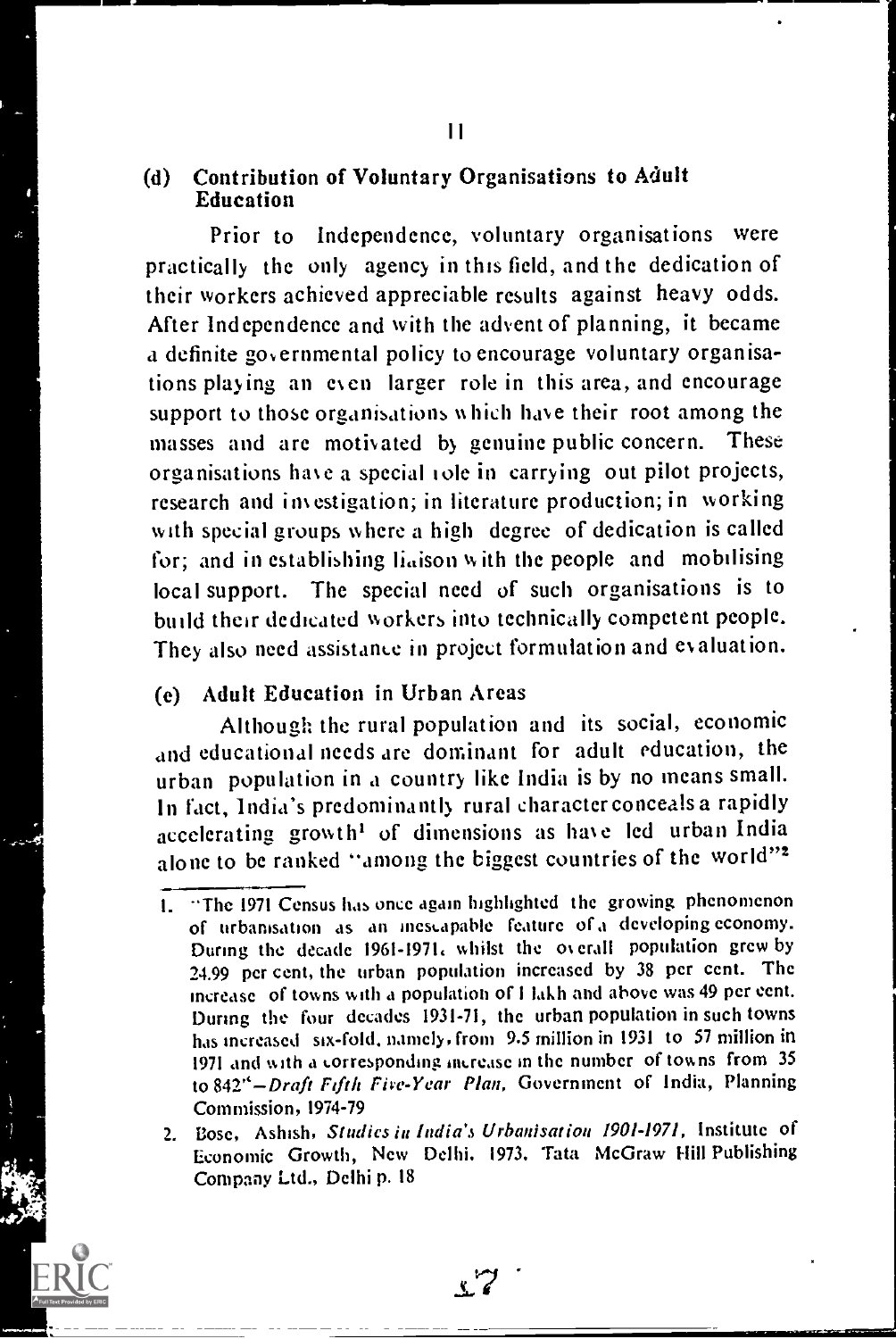### (d) Contribution of Voluntary Organisations to Adult Education

Prior to Independence, voluntary organisations were practically the only agency in this field, and the dedication of their workers achieved appreciable results against heavy odds. After Independence and with the advent of planning, it became a definite governmental policy to encourage voluntary organisations playing an even larger role in this area, and encourage support to those organisations which have their root among the masses and are motivated by genuine public concern. These organisations have a special role in carrying out pilot projects, research and investigation; in literature production; in working with special groups where a high degree of dedication is called for; and in establishing liaison with the people and mobilising local support. The special need of such organisations is to build their dedicated workers into technically competent people. They also need assistance in project formulation and evaluation.

### (e) Adult Education in Urban Areas

Although the rural population and its social, economic and educational needs are dominant for adult education, the urban population in a country like India is by no means small. In fact, India's predominantly rural character conceals a rapidly accelerating growth[1] of dimensions as have led urban India alone to be ranked "among the biggest countries of the world"[2]

---

1. "The 1971 Census has once again highlighted the growing phenomenon of urbanisation as an inescapable feature of a developing economy. During the decade 1961-1971, whilst the overall population grew by 24.99 per cent, the urban population increased by 38 per cent. The increase of towns with a population of 1 lakh and above was 49 per cent. During the four decades 1931-71, the urban population in such towns has increased six-fold, namely, from 9.5 million in 1931 to 57 million in 1971 and with a corresponding increase in the number of towns from 35 to 842"—*Draft Fifth Five-Year Plan*, Government of India, Planning Commission, 1974-79
2. Bose, Ashish, *Studies in India's Urbanisation 1901-1971*, Institute of Economic Growth, New Delhi. 1973. Tata McGraw Hill Publishing Company Ltd., Delhi p. 18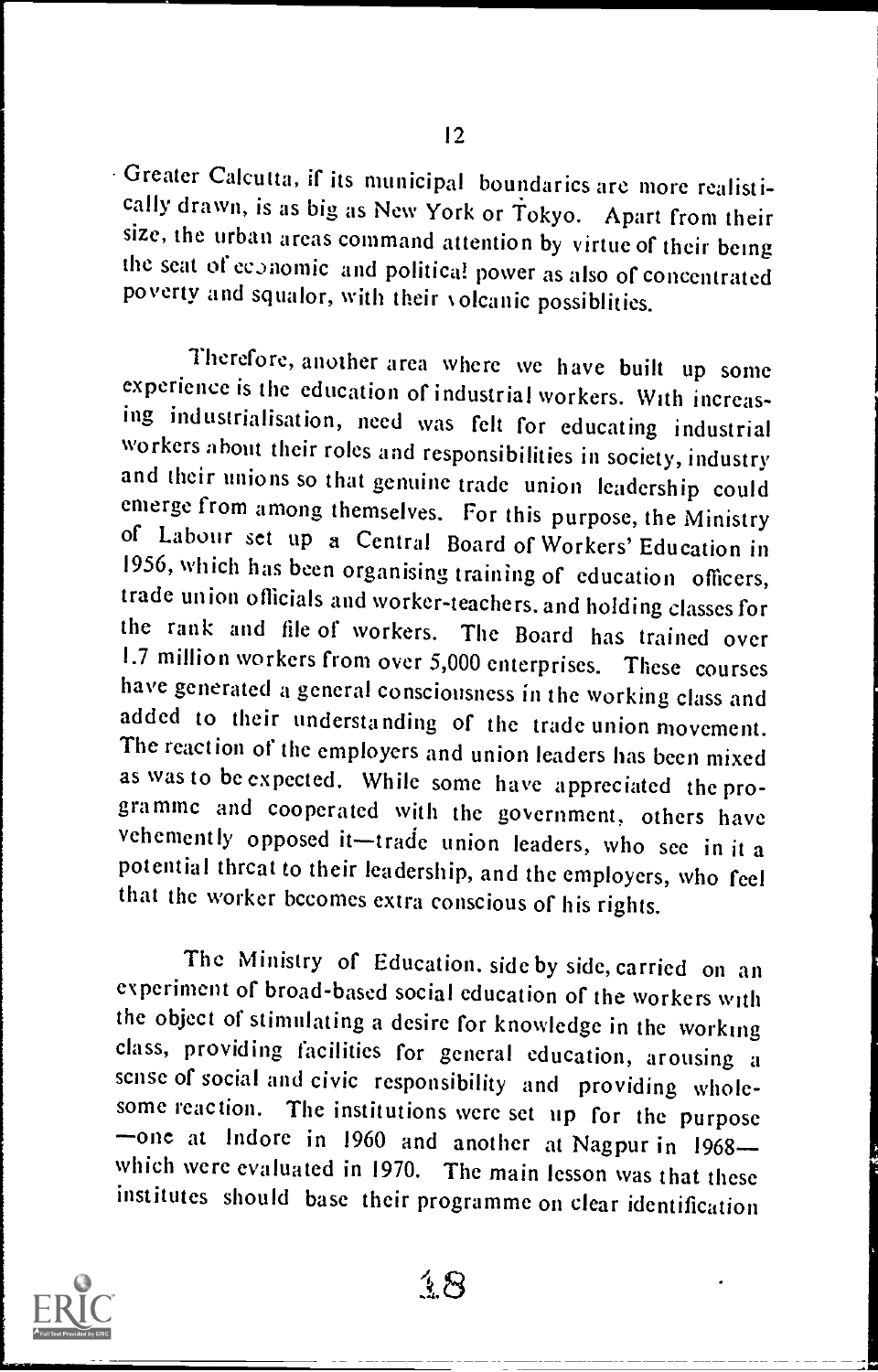Greater Calcutta, if its municipal boundaries are more realistically drawn, is as big as New York or Tokyo. Apart from their size, the urban areas command attention by virtue of their being the seat of economic and political power as also of concentrated poverty and squalor, with their volcanic possiblities.

Therefore, another area where we have built up some experience is the education of industrial workers. With increasing industrialisation, need was felt for educating industrial workers about their roles and responsibilities in society, industry and their unions so that genuine trade union leadership could emerge from among themselves. For this purpose, the Ministry of Labour set up a Central Board of Workers' Education in 1956, which has been organising training of education officers, trade union officials and worker-teachers. and holding classes for the rank and file of workers. The Board has trained over 1.7 million workers from over 5,000 enterprises. These courses have generated a general consciousness in the working class and added to their understanding of the trade union movement. The reaction of the employers and union leaders has been mixed as was to be expected. While some have appreciated the programme and cooperated with the government, others have vehemently opposed it—trade union leaders, who see in it a potential threat to their leadership, and the employers, who feel that the worker becomes extra conscious of his rights.

The Ministry of Education. side by side, carried on an experiment of broad-based social education of the workers with the object of stimulating a desire for knowledge in the working class, providing facilities for general education, arousing a sense of social and civic responsibility and providing wholesome reaction. The institutions were set up for the purpose —one at Indore in 1960 and another at Nagpur in 1968— which were evaluated in 1970. The main lesson was that these institutes should base their programme on clear identification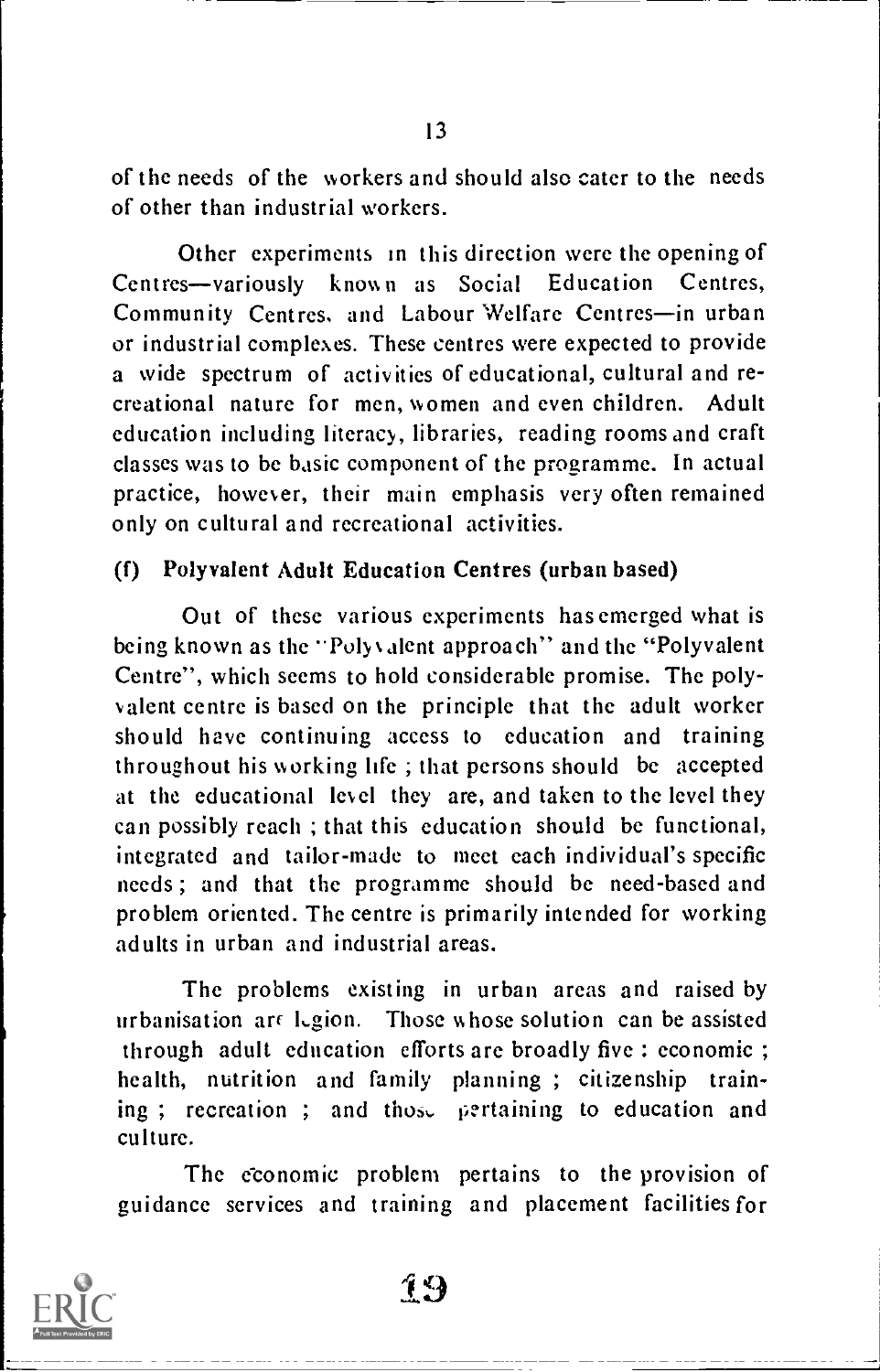of the needs of the workers and should also cater to the needs of other than industrial workers.

Other experiments in this direction were the opening of Centres—variously known as Social Education Centres, Community Centres, and Labour Welfare Centres—in urban or industrial complexes. These centres were expected to provide a wide spectrum of activities of educational, cultural and recreational nature for men, women and even children. Adult education including literacy, libraries, reading rooms and craft classes was to be basic component of the programme. In actual practice, however, their main emphasis very often remained only on cultural and recreational activities.

**(f) Polyvalent Adult Education Centres (urban based)**

Out of these various experiments has emerged what is being known as the "Polyvalent approach" and the "Polyvalent Centre", which seems to hold considerable promise. The polyvalent centre is based on the principle that the adult worker should have continuing access to education and training throughout his working life ; that persons should be accepted at the educational level they are, and taken to the level they can possibly reach ; that this education should be functional, integrated and tailor-made to meet each individual's specific needs ; and that the programme should be need-based and problem oriented. The centre is primarily intended for working adults in urban and industrial areas.

The problems existing in urban areas and raised by urbanisation are legion. Those whose solution can be assisted through adult education efforts are broadly five : economic ; health, nutrition and family planning ; citizenship training ; recreation ; and those pertaining to education and culture.

The economic problem pertains to the provision of guidance services and training and placement facilities for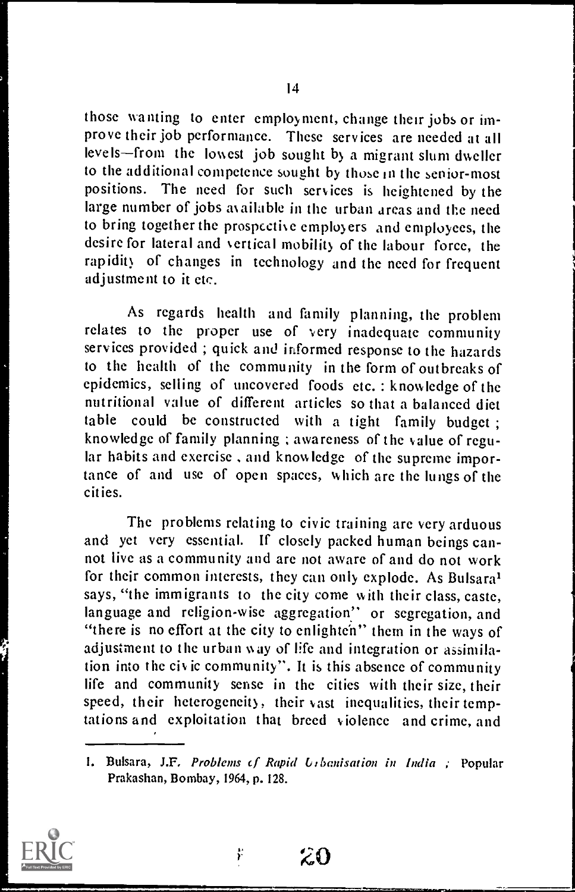those wanting to enter employment, change their jobs or improve their job performance. These services are needed at all levels—from the lowest job sought by a migrant slum dweller to the additional competence sought by those in the senior-most positions. The need for such services is heightened by the large number of jobs available in the urban areas and the need to bring together the prospective employers and employees, the desire for lateral and vertical mobility of the labour force, the rapidity of changes in technology and the need for frequent adjustment to it etc.

As regards health and family planning, the problem relates to the proper use of very inadequate community services provided ; quick and informed response to the hazards to the health of the community in the form of outbreaks of epidemics, selling of uncovered foods etc. : knowledge of the nutritional value of different articles so that a balanced diet table could be constructed with a tight family budget ; knowledge of family planning ; awareness of the value of regular habits and exercise , and knowledge of the supreme importance of and use of open spaces, which are the lungs of the cities.

The problems relating to civic training are very arduous and yet very essential. If closely packed human beings cannot live as a community and are not aware of and do not work for their common interests, they can only explode. As Bulsara[1] says, "the immigrants to the city come with their class, caste, language and religion-wise aggregation" or segregation, and "there is no effort at the city to enlighten" them in the ways of adjustment to the urban way of life and integration or assimilation into the civic community". It is this absence of community life and community sense in the cities with their size, their speed, their heterogeneity, their vast inequalities, their temptations and exploitation that breed violence and crime, and

---

1. Bulsara, J.F. *Problems of Rapid Urbanisation in India* ; Popular Prakashan, Bombay, 1964, p. 128.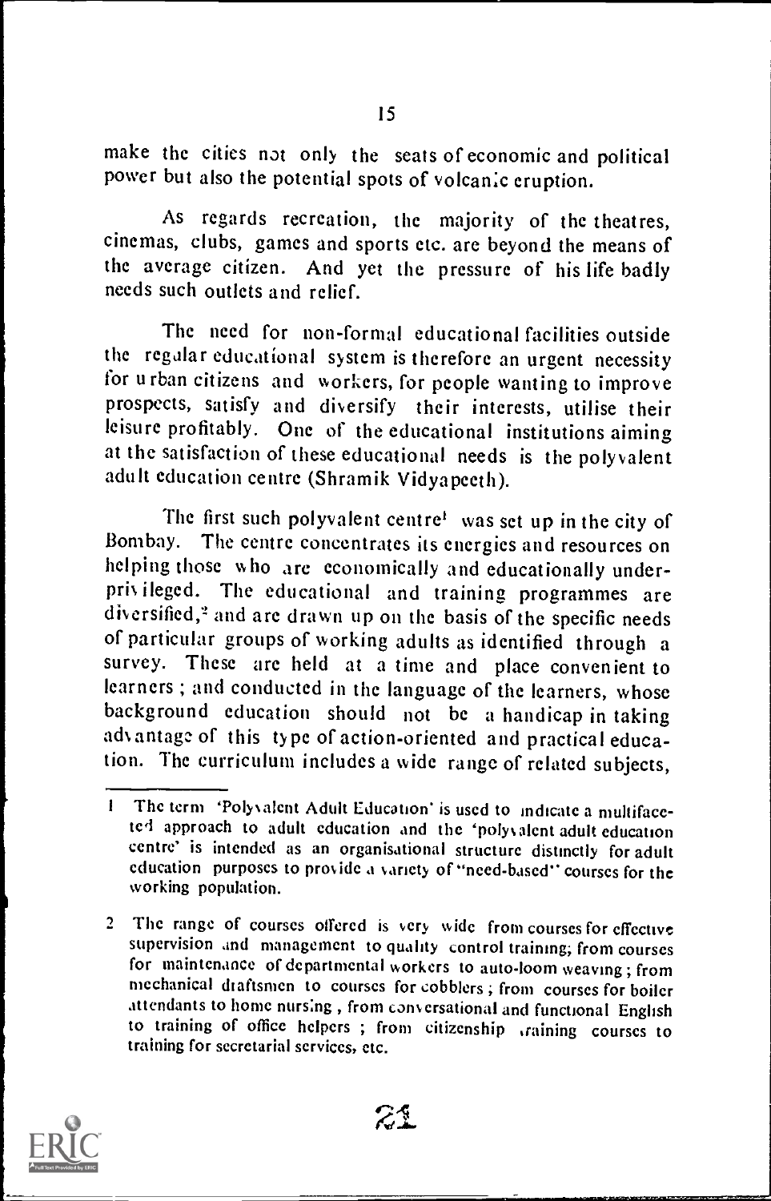make the cities not only the seats of economic and political power but also the potential spots of volcanic eruption.

As regards recreation, the majority of the theatres, cinemas, clubs, games and sports etc. are beyond the means of the average citizen. And yet the pressure of his life badly needs such outlets and relief.

The need for non-formal educational facilities outside the regular educational system is therefore an urgent necessity for urban citizens and workers, for people wanting to improve prospects, satisfy and diversify their interests, utilise their leisure profitably. One of the educational institutions aiming at the satisfaction of these educational needs is the polyvalent adult education centre (Shramik Vidyapeeth).

The first such polyvalent centre[1] was set up in the city of Bombay. The centre concentrates its energies and resources on helping those who are economically and educationally underprivileged. The educational and training programmes are diversified,[2] and are drawn up on the basis of the specific needs of particular groups of working adults as identified through a survey. These are held at a time and place convenient to learners; and conducted in the language of the learners, whose background education should not be a handicap in taking advantage of this type of action-oriented and practical education. The curriculum includes a wide range of related subjects,

---

1 The term 'Polyvalent Adult Education' is used to indicate a multifaceted approach to adult education and the 'polyvalent adult education centre' is intended as an organisational structure distinctly for adult education purposes to provide a variety of "need-based" courses for the working population.

2 The range of courses offered is very wide from courses for effective supervision and management to quality control training; from courses for maintenance of departmental workers to auto-loom weaving; from mechanical draftsmen to courses for cobblers; from courses for boiler attendants to home nursing, from conversational and functional English to training of office helpers; from citizenship training courses to training for secretarial services, etc.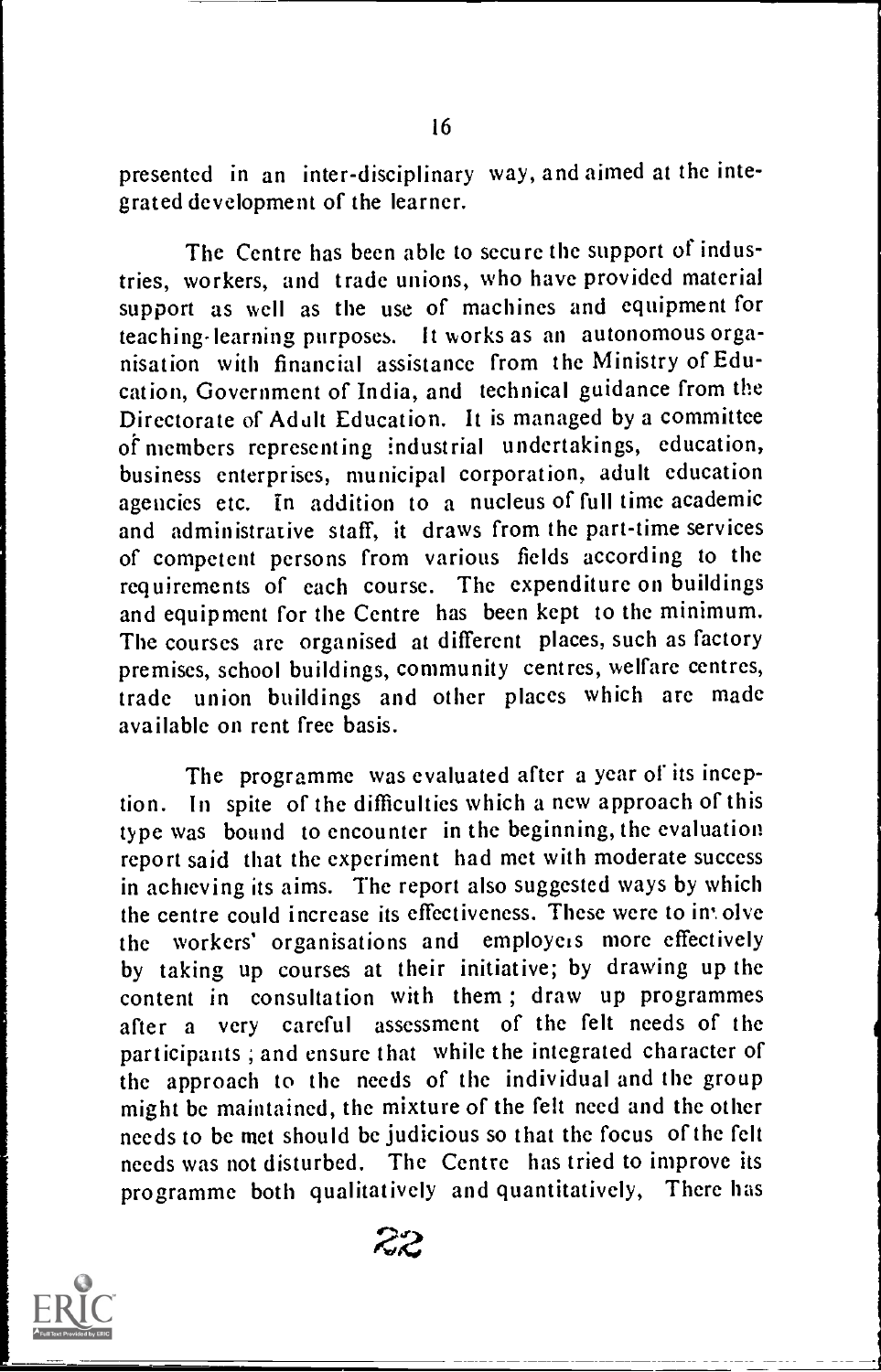presented in an inter-disciplinary way, and aimed at the integrated development of the learner.

The Centre has been able to secure the support of industries, workers, and trade unions, who have provided material support as well as the use of machines and equipment for teaching-learning purposes. It works as an autonomous organisation with financial assistance from the Ministry of Education, Government of India, and technical guidance from the Directorate of Adult Education. It is managed by a committee of members representing industrial undertakings, education, business enterprises, municipal corporation, adult education agencies etc. In addition to a nucleus of full time academic and administrative staff, it draws from the part-time services of competent persons from various fields according to the requirements of each course. The expenditure on buildings and equipment for the Centre has been kept to the minimum. The courses are organised at different places, such as factory premises, school buildings, community centres, welfare centres, trade union buildings and other places which are made available on rent free basis.

The programme was evaluated after a year of its inception. In spite of the difficulties which a new approach of this type was bound to encounter in the beginning, the evaluation report said that the experiment had met with moderate success in achieving its aims. The report also suggested ways by which the centre could increase its effectiveness. These were to involve the workers' organisations and employers more effectively by taking up courses at their initiative; by drawing up the content in consultation with them; draw up programmes after a very careful assessment of the felt needs of the participants; and ensure that while the integrated character of the approach to the needs of the individual and the group might be maintained, the mixture of the felt need and the other needs to be met should be judicious so that the focus of the felt needs was not disturbed. The Centre has tried to improve its programme both qualitatively and quantitatively, There has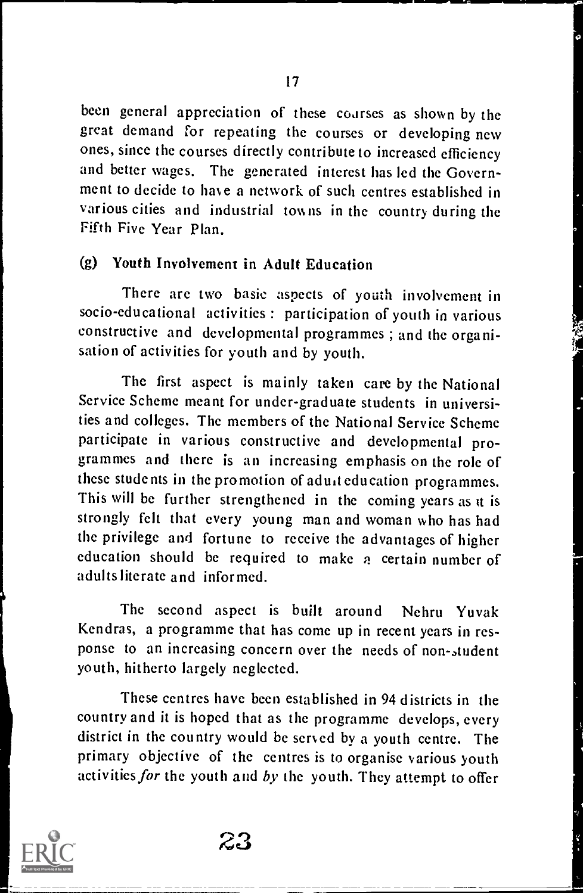been general appreciation of these courses as shown by the great demand for repeating the courses or developing new ones, since the courses directly contribute to increased efficiency and better wages. The generated interest has led the Government to decide to have a network of such centres established in various cities and industrial towns in the country during the Fifth Five Year Plan.

### (g) Youth Involvement in Adult Education

There are two basic aspects of youth involvement in socio-educational activities : participation of youth in various constructive and developmental programmes ; and the organisation of activities for youth and by youth.

The first aspect is mainly taken care by the National Service Scheme meant for under-graduate students in universities and colleges. The members of the National Service Scheme participate in various constructive and developmental programmes and there is an increasing emphasis on the role of these students in the promotion of adult education programmes. This will be further strengthened in the coming years as it is strongly felt that every young man and woman who has had the privilege and fortune to receive the advantages of higher education should be required to make a certain number of adults literate and informed.

The second aspect is built around Nehru Yuvak Kendras, a programme that has come up in recent years in response to an increasing concern over the needs of non-student youth, hitherto largely neglected.

These centres have been established in 94 districts in the country and it is hoped that as the programme develops, every district in the country would be served by a youth centre. The primary objective of the centres is to organise various youth activities *for* the youth and *by* the youth. They attempt to offer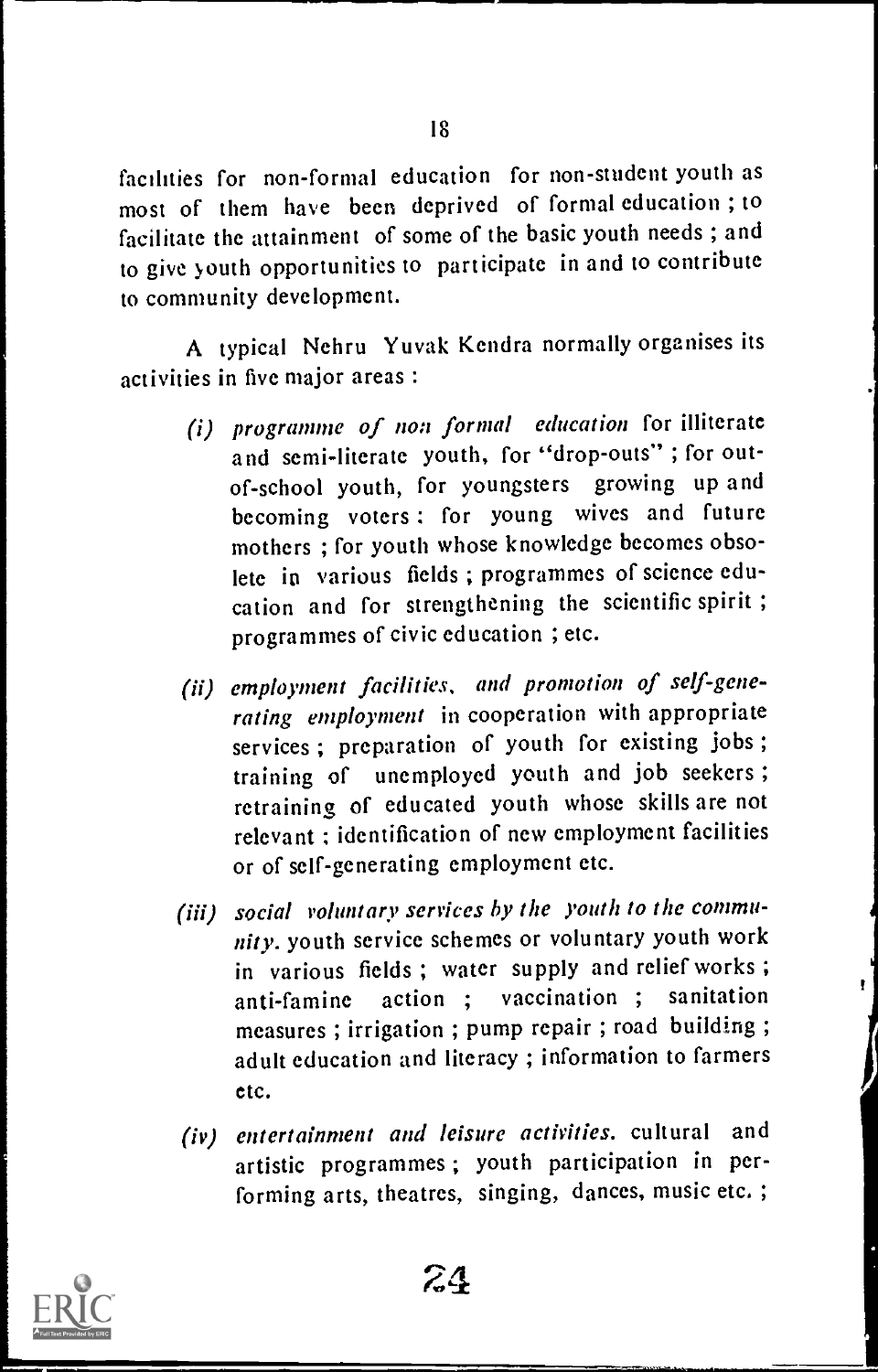facilities for non-formal education for non-student youth as most of them have been deprived of formal education ; to facilitate the attainment of some of the basic youth needs ; and to give youth opportunities to participate in and to contribute to community development.

A typical Nehru Yuvak Kendra normally organises its activities in five major areas :

(i) *programme of non formal education* for illiterate and semi-literate youth, for "drop-outs" ; for out-of-school youth, for youngsters growing up and becoming voters : for young wives and future mothers ; for youth whose knowledge becomes obsolete in various fields ; programmes of science education and for strengthening the scientific spirit ; programmes of civic education ; etc.

(ii) *employment facilities, and promotion of self-generating employment* in cooperation with appropriate services ; preparation of youth for existing jobs ; training of unemployed youth and job seekers ; retraining of educated youth whose skills are not relevant ; identification of new employment facilities or of self-generating employment etc.

(iii) *social voluntary services by the youth to the community.* youth service schemes or voluntary youth work in various fields ; water supply and relief works ; anti-famine action ; vaccination ; sanitation measures ; irrigation ; pump repair ; road building ; adult education and literacy ; information to farmers etc.

(iv) *entertainment and leisure activities.* cultural and artistic programmes ; youth participation in performing arts, theatres, singing, dances, music etc. ;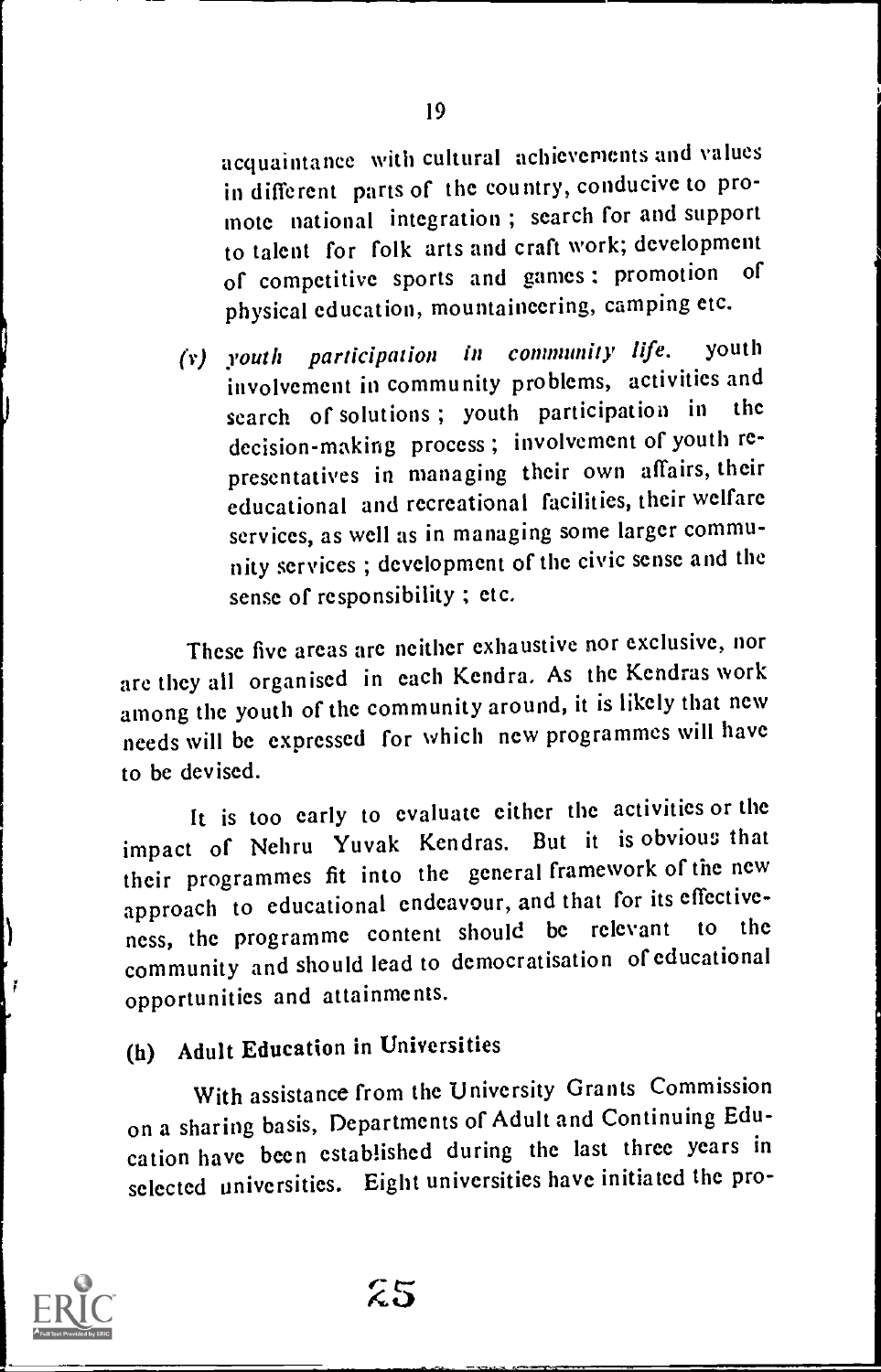acquaintance with cultural achievements and values in different parts of the country, conducive to promote national integration; search for and support to talent for folk arts and craft work; development of competitive sports and games: promotion of physical education, mountaineering, camping etc.

(v) *youth participation in community life.* youth involvement in community problems, activities and search of solutions; youth participation in the decision-making process; involvement of youth representatives in managing their own affairs, their educational and recreational facilities, their welfare services, as well as in managing some larger community services; development of the civic sense and the sense of responsibility; etc.

These five areas are neither exhaustive nor exclusive, nor are they all organised in each Kendra. As the Kendras work among the youth of the community around, it is likely that new needs will be expressed for which new programmes will have to be devised.

It is too early to evaluate either the activities or the impact of Nehru Yuvak Kendras. But it is obvious that their programmes fit into the general framework of the new approach to educational endeavour, and that for its effectiveness, the programme content should be relevant to the community and should lead to democratisation of educational opportunities and attainments.

### (h) Adult Education in Universities

With assistance from the University Grants Commission on a sharing basis, Departments of Adult and Continuing Education have been established during the last three years in selected universities. Eight universities have initiated the pro-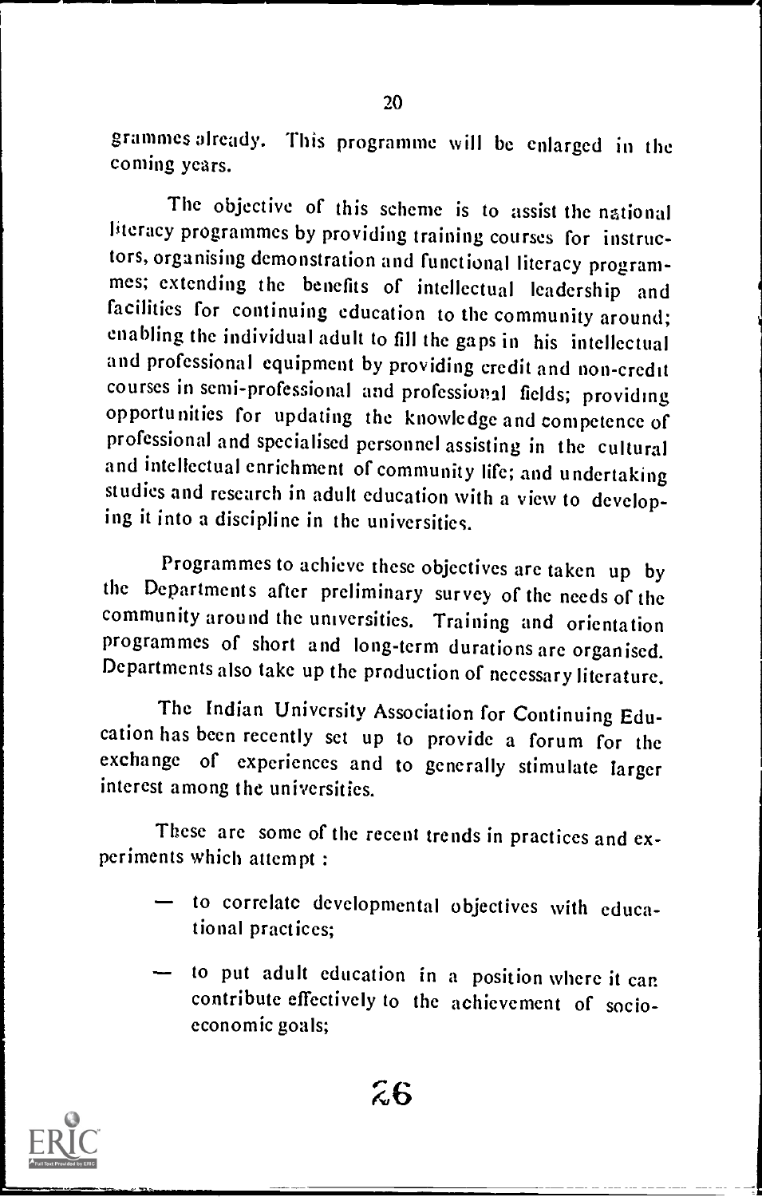grammes already. This programme will be enlarged in the coming years.

The objective of this scheme is to assist the national literacy programmes by providing training courses for instructors, organising demonstration and functional literacy programmes; extending the benefits of intellectual leadership and facilities for continuing education to the community around; enabling the individual adult to fill the gaps in his intellectual and professional equipment by providing credit and non-credit courses in semi-professional and professional fields; providing opportunities for updating the knowledge and competence of professional and specialised personnel assisting in the cultural and intellectual enrichment of community life; and undertaking studies and research in adult education with a view to developing it into a discipline in the universities.

Programmes to achieve these objectives are taken up by the Departments after preliminary survey of the needs of the community around the universities. Training and orientation programmes of short and long-term durations are organised. Departments also take up the production of necessary literature.

The Indian University Association for Continuing Education has been recently set up to provide a forum for the exchange of experiences and to generally stimulate larger interest among the universities.

These are some of the recent trends in practices and experiments which attempt :

- to correlate developmental objectives with educational practices;
- to put adult education in a position where it can contribute effectively to the achievement of socio-economic goals;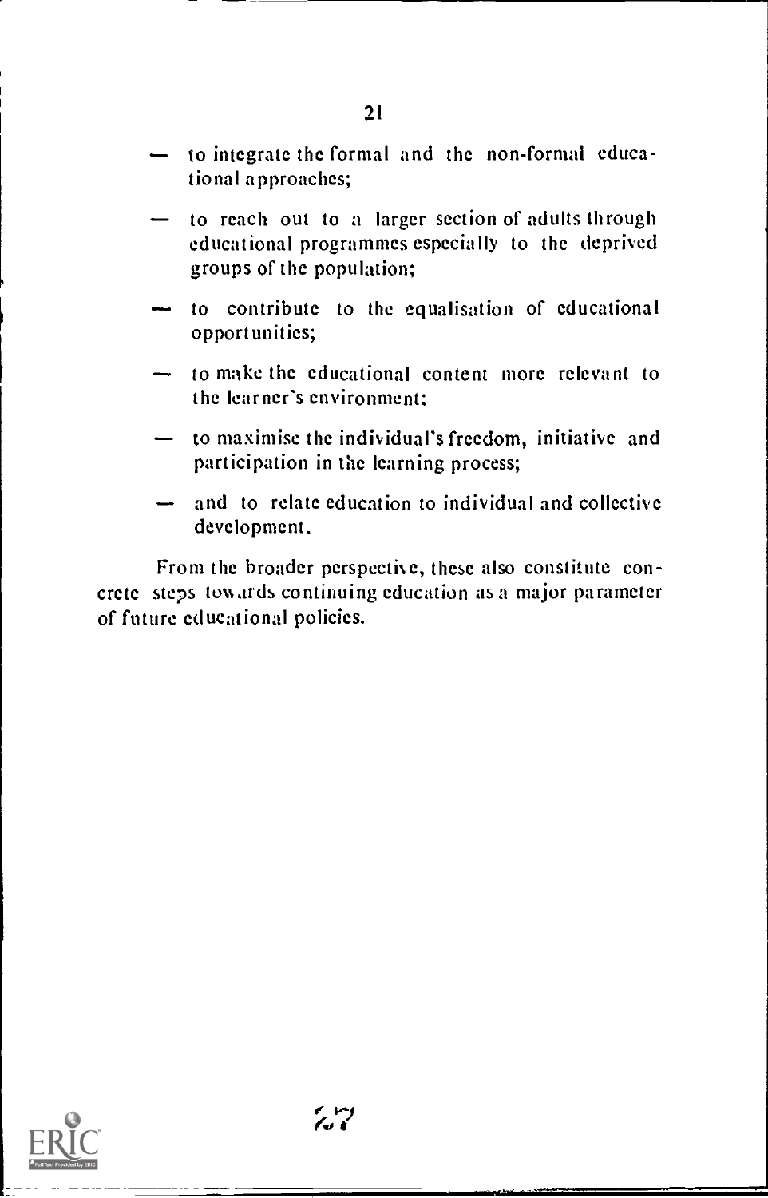- to integrate the formal and the non-formal educational approaches;
- to reach out to a larger section of adults through educational programmes especially to the deprived groups of the population;
- to contribute to the equalisation of educational opportunities;
- to make the educational content more relevant to the learner's environment;
- to maximise the individual's freedom, initiative and participation in the learning process;
- and to relate education to individual and collective development.

From the broader perspective, these also constitute concrete steps towards continuing education as a major parameter of future educational policies.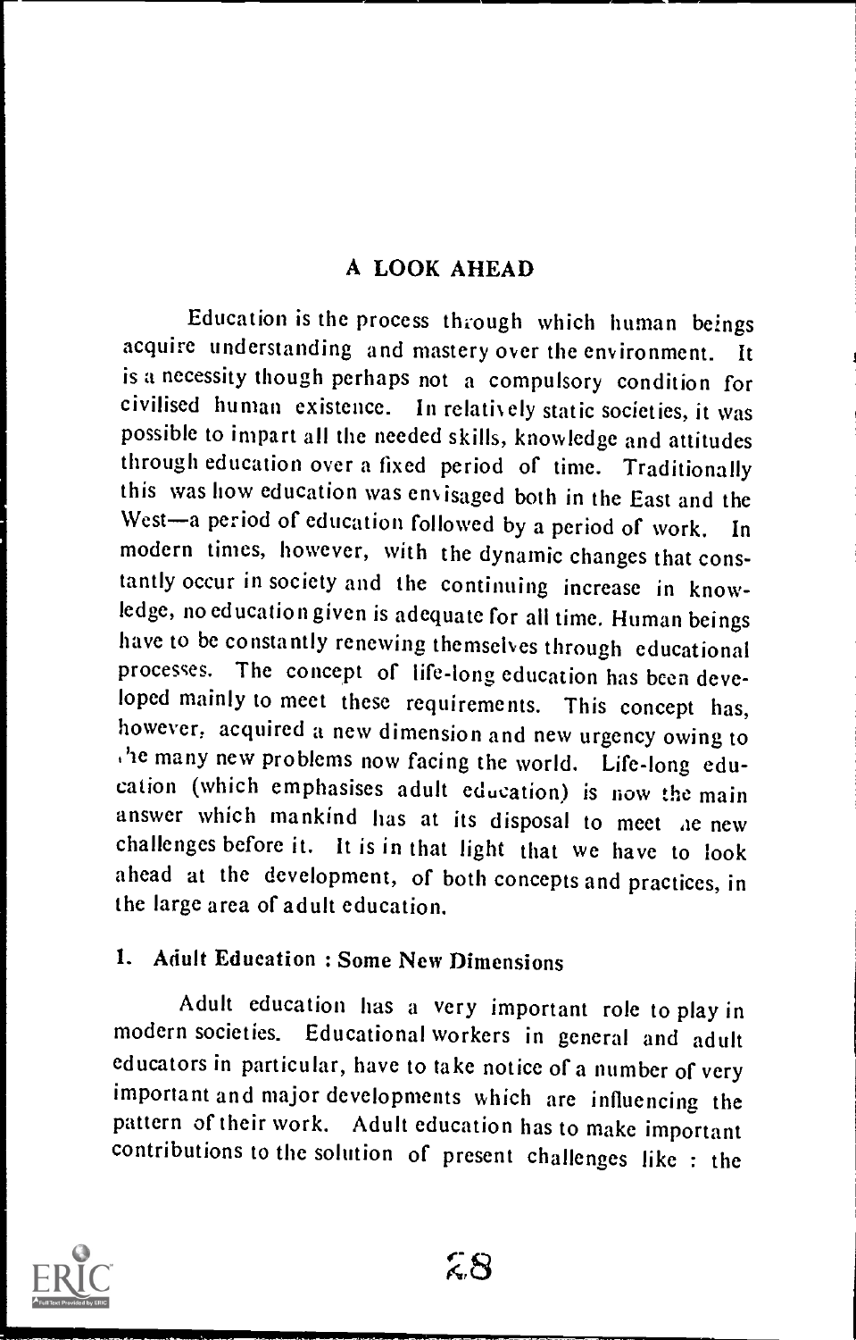## A LOOK AHEAD

Education is the process through which human beings acquire understanding and mastery over the environment. It is a necessity though perhaps not a compulsory condition for civilised human existence. In relatively static societies, it was possible to impart all the needed skills, knowledge and attitudes through education over a fixed period of time. Traditionally this was how education was envisaged both in the East and the West—a period of education followed by a period of work. In modern times, however, with the dynamic changes that constantly occur in society and the continuing increase in knowledge, no education given is adequate for all time. Human beings have to be constantly renewing themselves through educational processes. The concept of life-long education has been developed mainly to meet these requirements. This concept has, however, acquired a new dimension and new urgency owing to the many new problems now facing the world. Life-long education (which emphasises adult education) is now the main answer which mankind has at its disposal to meet the new challenges before it. It is in that light that we have to look ahead at the development, of both concepts and practices, in the large area of adult education.

### 1. Adult Education : Some New Dimensions

Adult education has a very important role to play in modern societies. Educational workers in general and adult educators in particular, have to take notice of a number of very important and major developments which are influencing the pattern of their work. Adult education has to make important contributions to the solution of present challenges like : the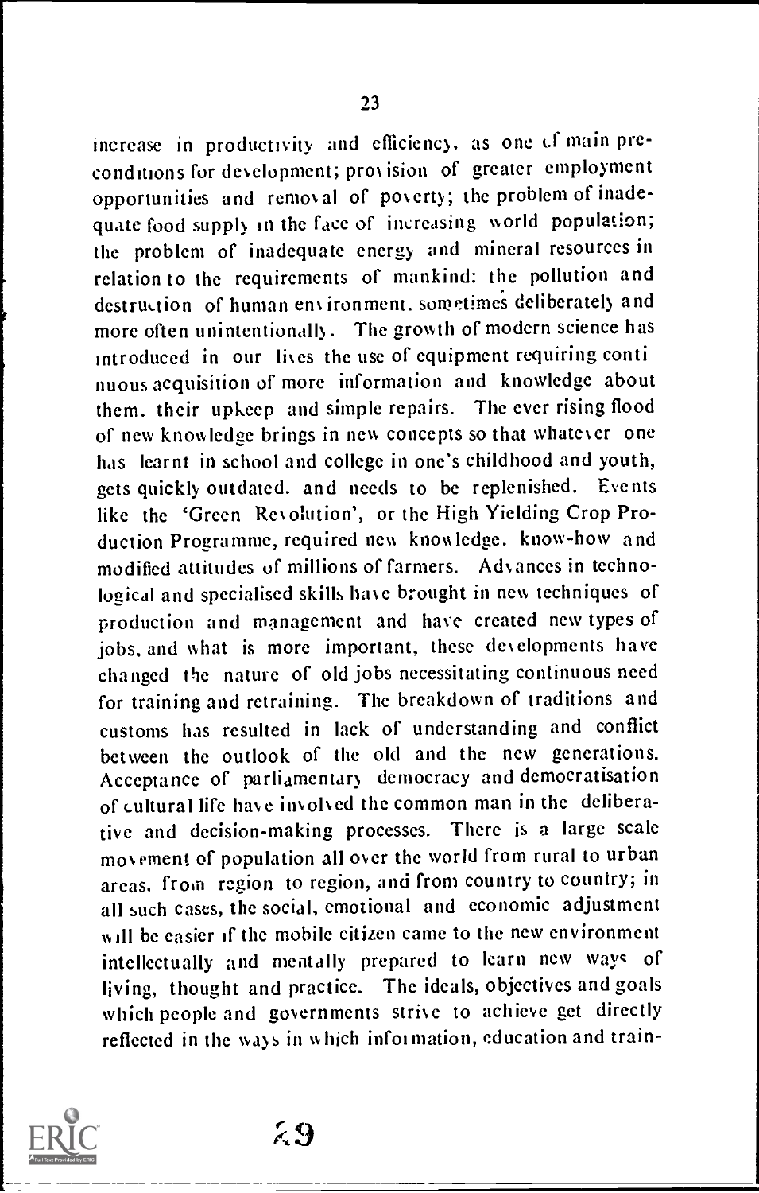increase in productivity and efficiency, as one of main pre-conditions for development; provision of greater employment opportunities and removal of poverty; the problem of inadequate food supply in the face of increasing world population; the problem of inadequate energy and mineral resources in relation to the requirements of mankind: the pollution and destruction of human environment, sometimes deliberately and more often unintentionally. The growth of modern science has introduced in our lives the use of equipment requiring continuous acquisition of more information and knowledge about them, their upkeep and simple repairs. The ever rising flood of new knowledge brings in new concepts so that whatever one has learnt in school and college in one's childhood and youth, gets quickly outdated, and needs to be replenished. Events like the 'Green Revolution', or the High Yielding Crop Production Programme, required new knowledge, know-how and modified attitudes of millions of farmers. Advances in technological and specialised skills have brought in new techniques of production and management and have created new types of jobs; and what is more important, these developments have changed the nature of old jobs necessitating continuous need for training and retraining. The breakdown of traditions and customs has resulted in lack of understanding and conflict between the outlook of the old and the new generations. Acceptance of parliamentary democracy and democratisation of cultural life have involved the common man in the deliberative and decision-making processes. There is a large scale movement of population all over the world from rural to urban areas, from region to region, and from country to country; in all such cases, the social, emotional and economic adjustment will be easier if the mobile citizen came to the new environment intellectually and mentally prepared to learn new ways of living, thought and practice. The ideals, objectives and goals which people and governments strive to achieve get directly reflected in the ways in which information, education and train-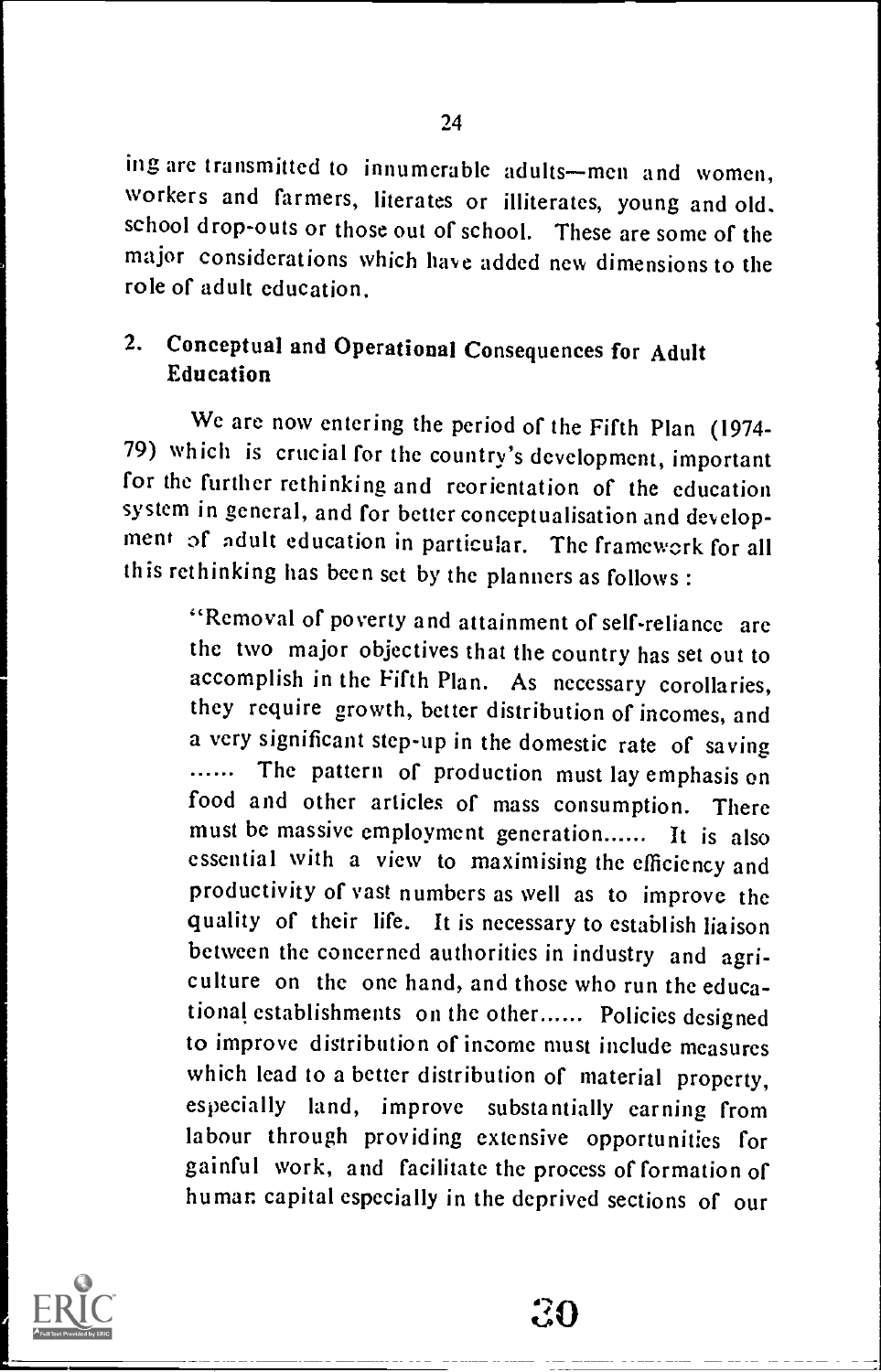ing are transmitted to innumerable adults—men and women, workers and farmers, literates or illiterates, young and old, school drop-outs or those out of school. These are some of the major considerations which have added new dimensions to the role of adult education.

## 2. Conceptual and Operational Consequences for Adult Education

We are now entering the period of the Fifth Plan (1974-79) which is crucial for the country's development, important for the further rethinking and reorientation of the education system in general, and for better conceptualisation and development of adult education in particular. The framework for all this rethinking has been set by the planners as follows :

> "Removal of poverty and attainment of self-reliance are the two major objectives that the country has set out to accomplish in the Fifth Plan. As necessary corollaries, they require growth, better distribution of incomes, and a very significant step-up in the domestic rate of saving ...... The pattern of production must lay emphasis on food and other articles of mass consumption. There must be massive employment generation...... It is also essential with a view to maximising the efficiency and productivity of vast numbers as well as to improve the quality of their life. It is necessary to establish liaison between the concerned authorities in industry and agriculture on the one hand, and those who run the educational establishments on the other...... Policies designed to improve distribution of income must include measures which lead to a better distribution of material property, especially land, improve substantially earning from labour through providing extensive opportunities for gainful work, and facilitate the process of formation of human capital especially in the deprived sections of our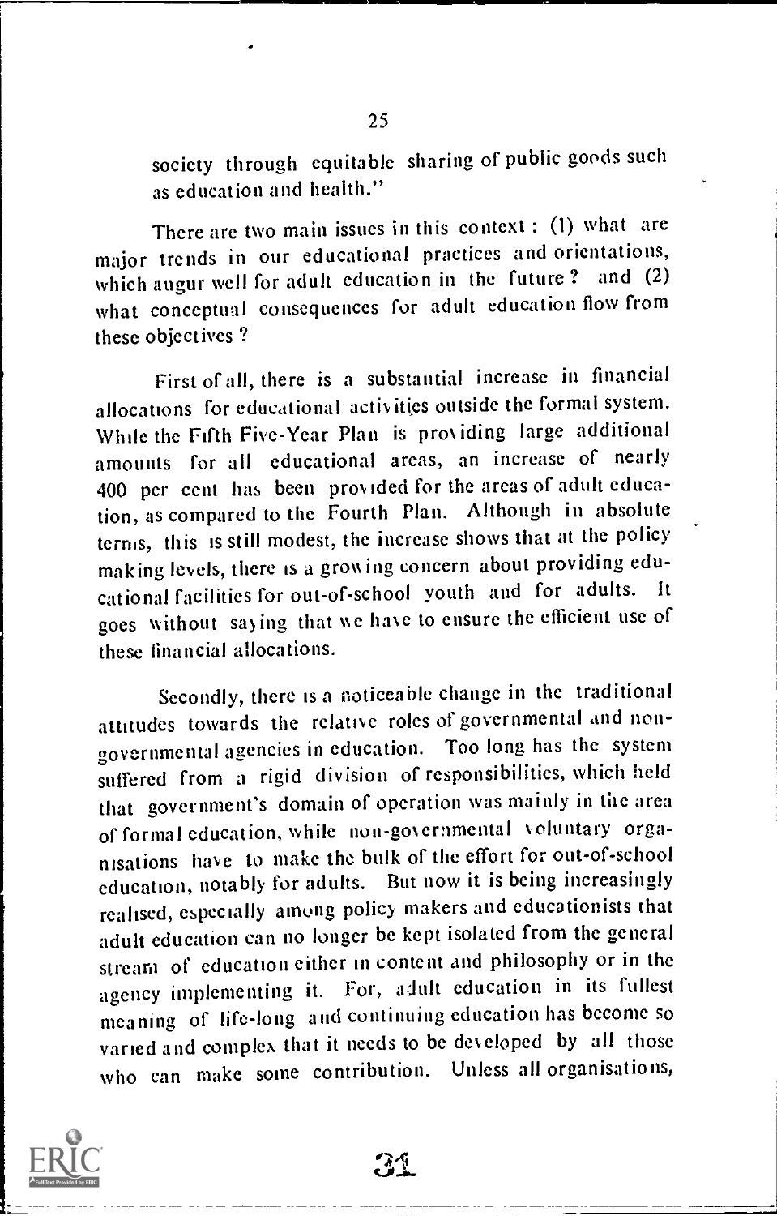society through equitable sharing of public goods such as education and health."

There are two main issues in this context : (1) what are major trends in our educational practices and orientations, which augur well for adult education in the future ? and (2) what conceptual consequences for adult education flow from these objectives ?

First of all, there is a substantial increase in financial allocations for educational activities outside the formal system. While the Fifth Five-Year Plan is providing large additional amounts for all educational areas, an increase of nearly 400 per cent has been provided for the areas of adult education, as compared to the Fourth Plan. Although in absolute terms, this is still modest, the increase shows that at the policy making levels, there is a growing concern about providing educational facilities for out-of-school youth and for adults. It goes without saying that we have to ensure the efficient use of these financial allocations.

Secondly, there is a noticeable change in the traditional attitudes towards the relative roles of governmental and non-governmental agencies in education. Too long has the system suffered from a rigid division of responsibilities, which held that government's domain of operation was mainly in the area of formal education, while non-governmental voluntary organisations have to make the bulk of the effort for out-of-school education, notably for adults. But now it is being increasingly realised, especially among policy makers and educationists that adult education can no longer be kept isolated from the general stream of education either in content and philosophy or in the agency implementing it. For, adult education in its fullest meaning of life-long and continuing education has become so varied and complex that it needs to be developed by all those who can make some contribution. Unless all organisations,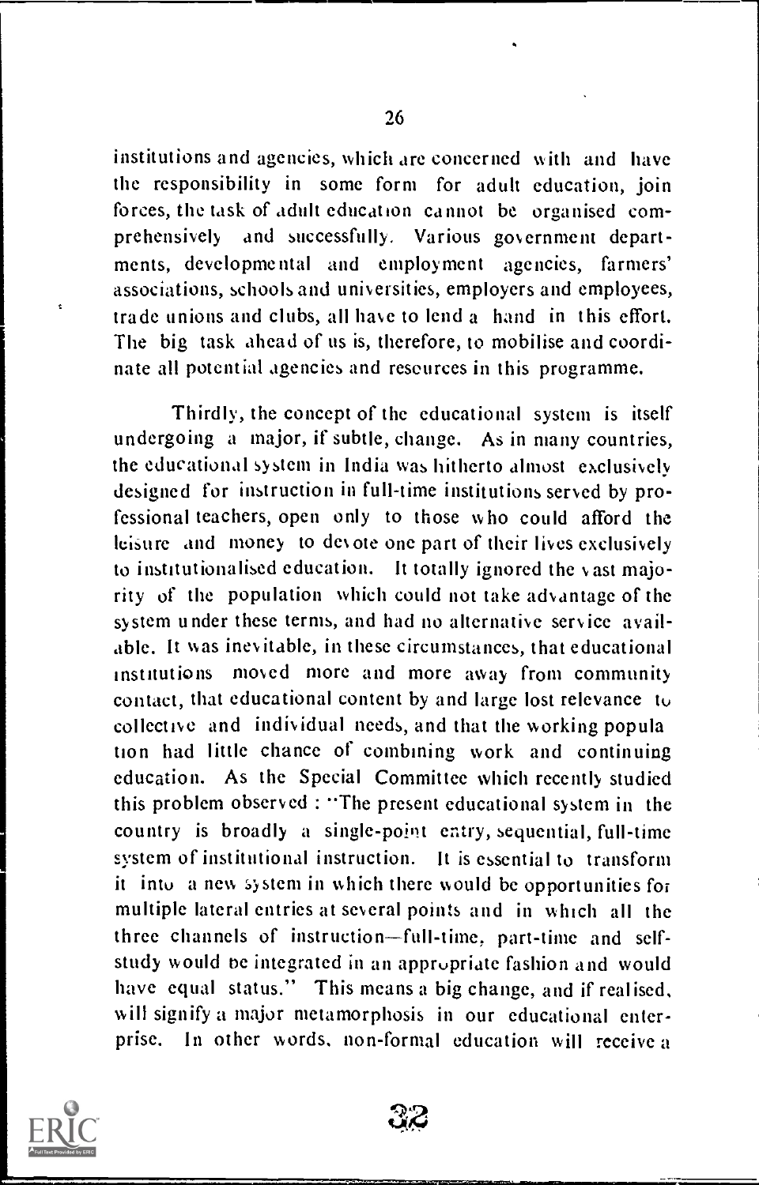institutions and agencies, which are concerned with and have the responsibility in some form for adult education, join forces, the task of adult education cannot be organised comprehensively and successfully. Various government departments, developmental and employment agencies, farmers' associations, schools and universities, employers and employees, trade unions and clubs, all have to lend a hand in this effort. The big task ahead of us is, therefore, to mobilise and coordinate all potential agencies and resources in this programme.

Thirdly, the concept of the educational system is itself undergoing a major, if subtle, change. As in many countries, the educational system in India was hitherto almost exclusively designed for instruction in full-time institutions served by professional teachers, open only to those who could afford the leisure and money to devote one part of their lives exclusively to institutionalised education. It totally ignored the vast majority of the population which could not take advantage of the system under these terms, and had no alternative service available. It was inevitable, in these circumstances, that educational institutions moved more and more away from community contact, that educational content by and large lost relevance to collective and individual needs, and that the working population had little chance of combining work and continuing education. As the Special Committee which recently studied this problem observed : "The present educational system in the country is broadly a single-point entry, sequential, full-time system of institutional instruction. It is essential to transform it into a new system in which there would be opportunities for multiple lateral entries at several points and in which all the three channels of instruction—full-time, part-time and self-study would be integrated in an appropriate fashion and would have equal status." This means a big change, and if realised, will signify a major metamorphosis in our educational enterprise. In other words, non-formal education will receive a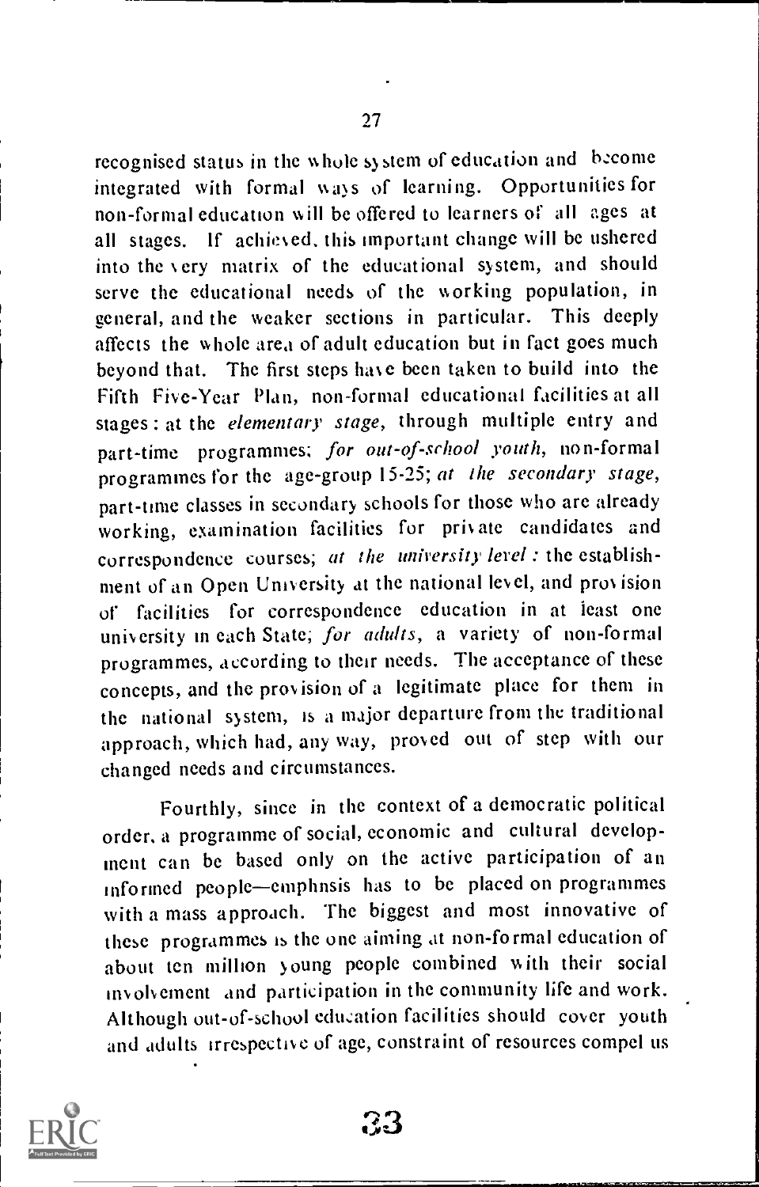recognised status in the whole system of education and become integrated with formal ways of learning. Opportunities for non-formal education will be offered to learners of all ages at all stages. If achieved, this important change will be ushered into the very matrix of the educational system, and should serve the educational needs of the working population, in general, and the weaker sections in particular. This deeply affects the whole area of adult education but in fact goes much beyond that. The first steps have been taken to build into the Fifth Five-Year Plan, non-formal educational facilities at all stages: at the *elementary stage*, through multiple entry and part-time programmes; *for out-of-school youth*, non-formal programmes for the age-group 15-25; *at the secondary stage*, part-time classes in secondary schools for those who are already working, examination facilities for private candidates and correspondence courses; *at the university level*: the establishment of an Open University at the national level, and provision of facilities for correspondence education in at least one university in each State; *for adults*, a variety of non-formal programmes, according to their needs. The acceptance of these concepts, and the provision of a legitimate place for them in the national system, is a major departure from the traditional approach, which had, any way, proved out of step with our changed needs and circumstances.

Fourthly, since in the context of a democratic political order, a programme of social, economic and cultural development can be based only on the active participation of an informed people—emphnsis has to be placed on programmes with a mass approach. The biggest and most innovative of these programmes is the one aiming at non-formal education of about ten million young people combined with their social involvement and participation in the community life and work. Although out-of-school education facilities should cover youth and adults irrespective of age, constraint of resources compel us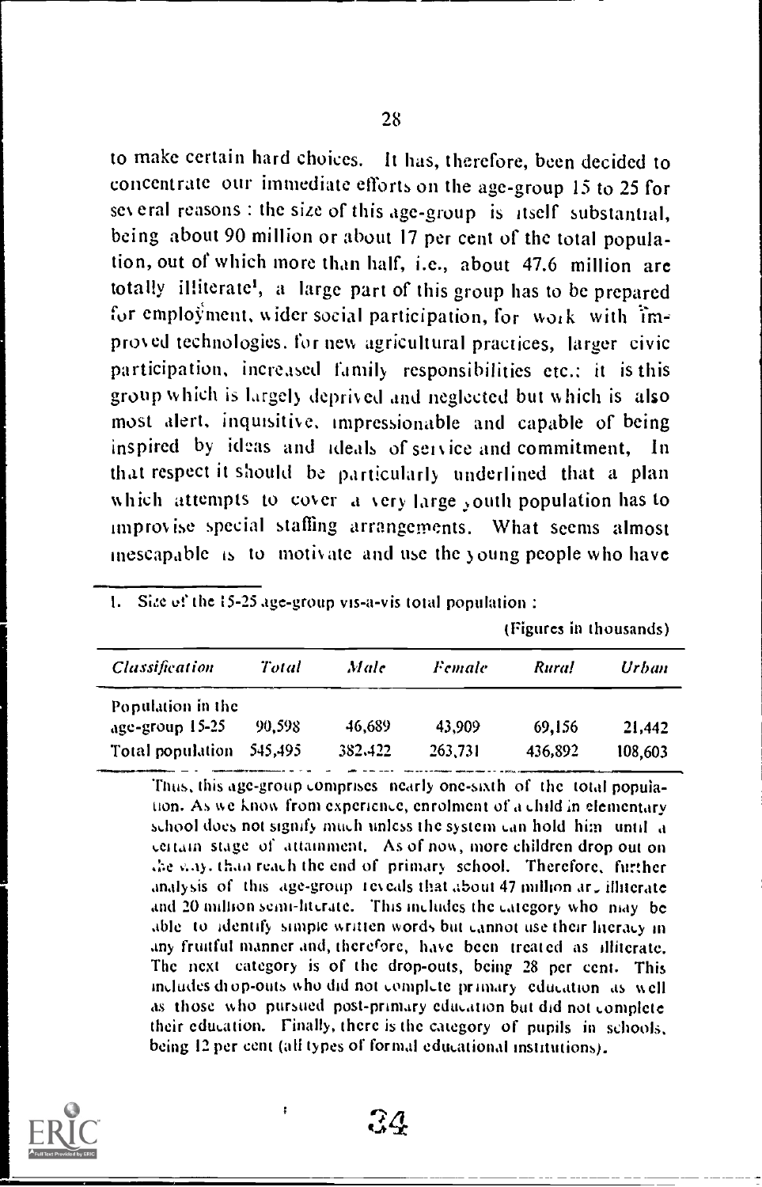to make certain hard choices. It has, therefore, been decided to concentrate our immediate efforts on the age-group 15 to 25 for several reasons : the size of this age-group is itself substantial, being about 90 million or about 17 per cent of the total population, out of which more than half, i.e., about 47.6 million are totally illiterate[1], a large part of this group has to be prepared for employment, wider social participation, for work with improved technologies, for new agricultural practices, larger civic participation, increased family responsibilities etc.: it is this group which is largely deprived and neglected but which is also most alert, inquisitive, impressionable and capable of being inspired by ideas and ideals of service and commitment. In that respect it should be particularly underlined that a plan which attempts to cover a very large youth population has to improvise special staffing arrangements. What seems almost inescapable is to motivate and use the young people who have

---

1. Size of the 15-25 age-group vis-a-vis total population :

(Figures in thousands)

| *Classification* | *Total* | *Male* | *Female* | *Rural* | *Urban* |
|---|---|---|---|---|---|
| Population in the age-group 15-25 | 90,598 | 46,689 | 43,909 | 69,156 | 21,442 |
| Total population | 545,495 | 382,422 | 263,731 | 436,892 | 108,603 |

Thus, this age-group comprises nearly one-sixth of the total population. As we know from experience, enrolment of a child in elementary school does not signify much unless the system can hold him until a certain stage of attainment. As of now, more children drop out on the way, than reach the end of primary school. Therefore, further analysis of this age-group reveals that about 47 million are illiterate and 20 million semi-literate. This includes the category who may be able to identify simple written words but cannot use their literacy in any fruitful manner and, therefore, have been treated as illiterate. The next category is of the drop-outs, being 28 per cent. This includes drop-outs who did not complete primary education as well as those who pursued post-primary education but did not complete their education. Finally, there is the category of pupils in schools, being 12 per cent (all types of formal educational institutions).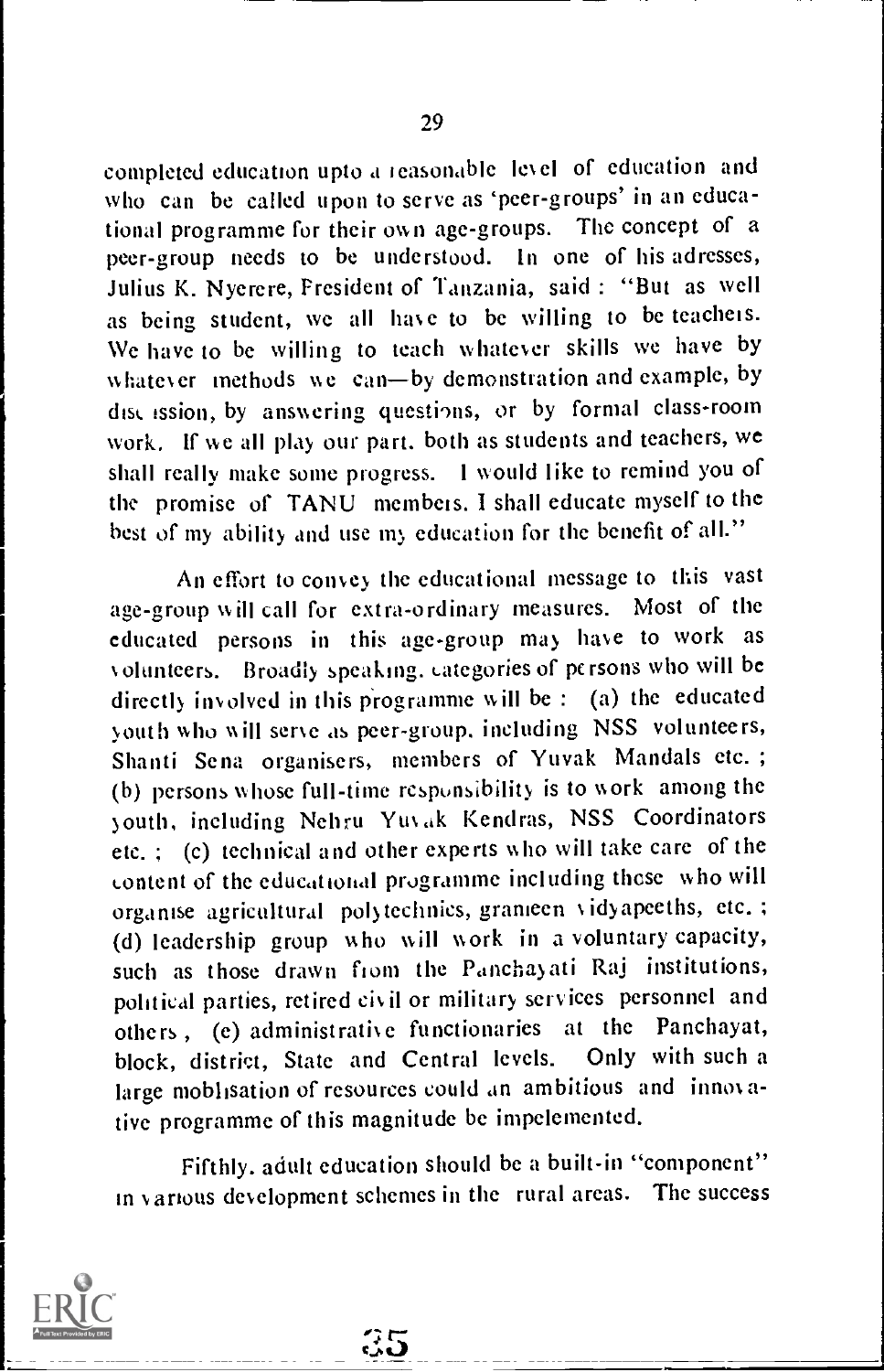completed education upto a reasonable level of education and who can be called upon to serve as 'peer-groups' in an educational programme for their own age-groups. The concept of a peer-group needs to be understood. In one of his adresses, Julius K. Nyerere, President of Tanzania, said : "But as well as being student, we all have to be willing to be teachers. We have to be willing to teach whatever skills we have by whatever methods we can—by demonstration and example, by discussion, by answering questions, or by formal class-room work. If we all play our part, both as students and teachers, we shall really make some progress. I would like to remind you of the promise of TANU members. I shall educate myself to the best of my ability and use my education for the benefit of all."

An effort to convey the educational message to this vast age-group will call for extra-ordinary measures. Most of the educated persons in this age-group may have to work as volunteers. Broadly speaking, categories of persons who will be directly involved in this programme will be : (a) the educated youth who will serve as peer-group, including NSS volunteers, Shanti Sena organisers, members of Yuvak Mandals etc. ; (b) persons whose full-time responsibility is to work among the youth, including Nehru Yuvak Kendras, NSS Coordinators etc. ; (c) technical and other experts who will take care of the content of the educational programme including these who will organise agricultural polytechnics, grameen vidyapeeths, etc. ; (d) leadership group who will work in a voluntary capacity, such as those drawn from the Panchayati Raj institutions, political parties, retired civil or military services personnel and others, (e) administrative functionaries at the Panchayat, block, district, State and Central levels. Only with such a large moblisation of resources could an ambitious and innovative programme of this magnitude be impelemented.

Fifthly, adult education should be a built-in "component" in various development schemes in the rural areas. The success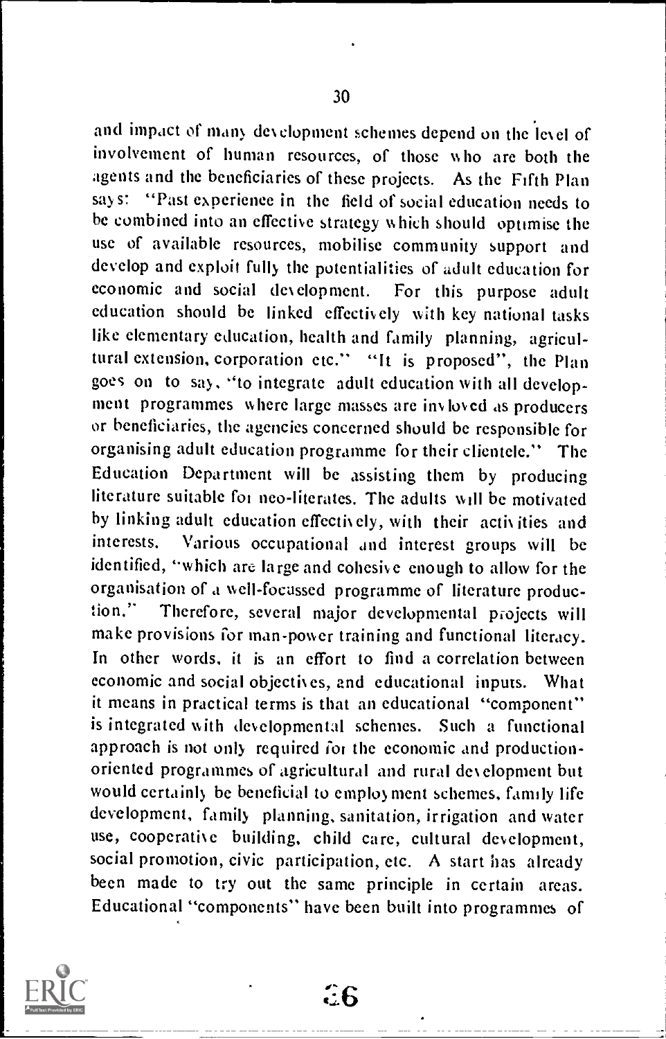and impact of many development schemes depend on the level of involvement of human resources, of those who are both the agents and the beneficiaries of these projects. As the Fifth Plan says: "Past experience in the field of social education needs to be combined into an effective strategy which should optimise the use of available resources, mobilise community support and develop and exploit fully the potentialities of adult education for economic and social development. For this purpose adult education should be linked effectively with key national tasks like elementary education, health and family planning, agricultural extension, corporation etc." "It is proposed", the Plan goes on to say, "to integrate adult education with all development programmes where large masses are involved as producers or beneficiaries, the agencies concerned should be responsible for organising adult education programme for their clientele." The Education Department will be assisting them by producing literature suitable for neo-literates. The adults will be motivated by linking adult education effectively, with their activities and interests. Various occupational and interest groups will be identified, "which are large and cohesive enough to allow for the organisation of a well-focussed programme of literature production." Therefore, several major developmental projects will make provisions for man-power training and functional literacy. In other words, it is an effort to find a correlation between economic and social objectives, and educational inputs. What it means in practical terms is that an educational "component" is integrated with developmental schemes. Such a functional approach is not only required for the economic and production-oriented programmes of agricultural and rural development but would certainly be beneficial to employment schemes, family life development, family planning, sanitation, irrigation and water use, cooperative building, child care, cultural development, social promotion, civic participation, etc. A start has already been made to try out the same principle in certain areas. Educational "components" have been built into programmes of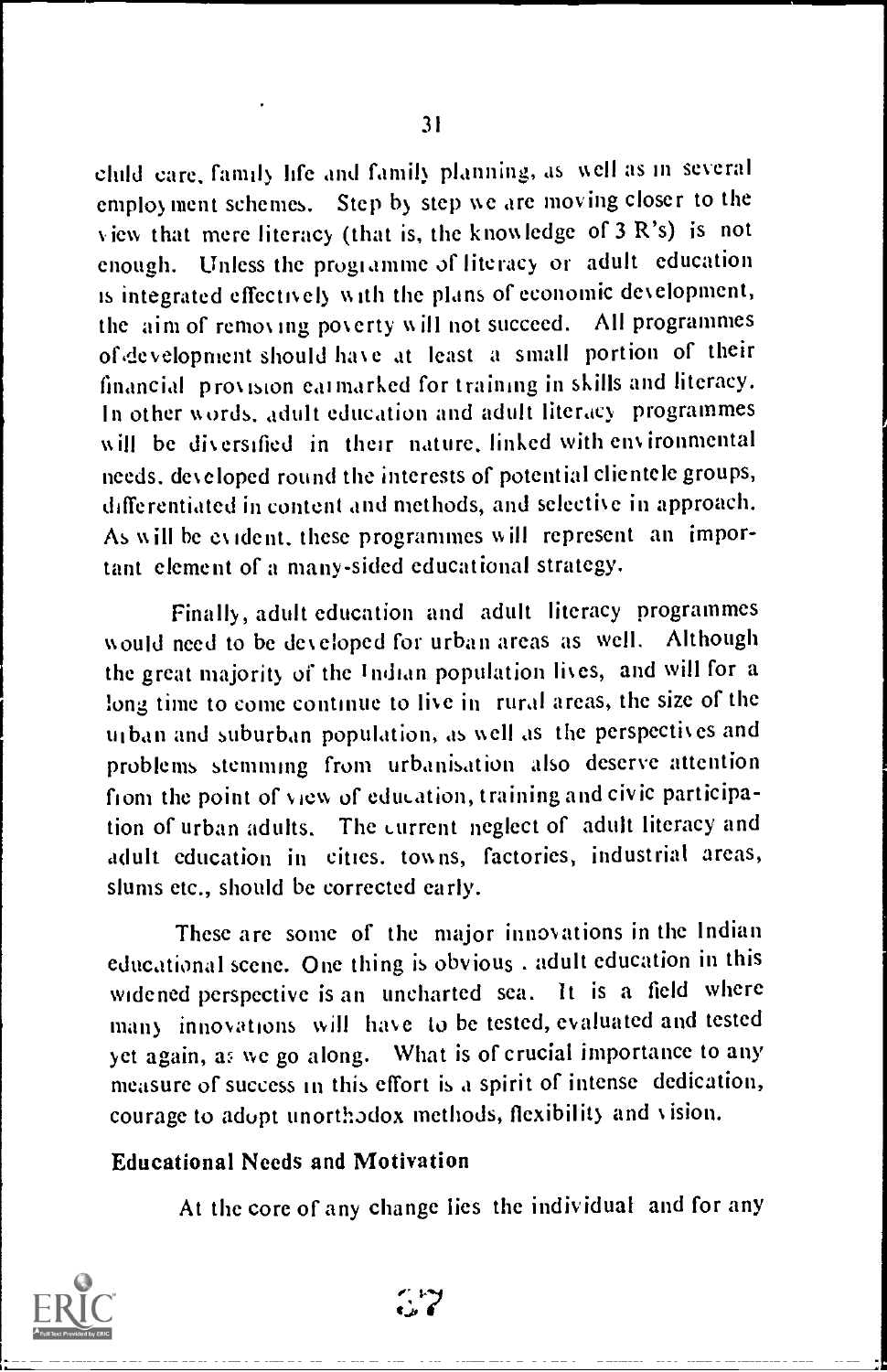child care, family life and family planning, as well as in several employment schemes. Step by step we are moving closer to the view that mere literacy (that is, the knowledge of 3 R's) is not enough. Unless the programme of literacy or adult education is integrated effectively with the plans of economic development, the aim of removing poverty will not succeed. All programmes of development should have at least a small portion of their financial provision earmarked for training in skills and literacy. In other words, adult education and adult literacy programmes will be diversified in their nature, linked with environmental needs, developed round the interests of potential clientele groups, differentiated in content and methods, and selective in approach. As will be evident, these programmes will represent an important element of a many-sided educational strategy.

Finally, adult education and adult literacy programmes would need to be developed for urban areas as well. Although the great majority of the Indian population lives, and will for a long time to come continue to live in rural areas, the size of the urban and suburban population, as well as the perspectives and problems stemming from urbanisation also deserve attention from the point of view of education, training and civic participation of urban adults. The current neglect of adult literacy and adult education in cities, towns, factories, industrial areas, slums etc., should be corrected early.

These are some of the major innovations in the Indian educational scene. One thing is obvious . adult education in this widened perspective is an uncharted sea. It is a field where many innovations will have to be tested, evaluated and tested yet again, as we go along. What is of crucial importance to any measure of success in this effort is a spirit of intense dedication, courage to adopt unorthodox methods, flexibility and vision.

**Educational Needs and Motivation**

At the core of any change lies the individual and for any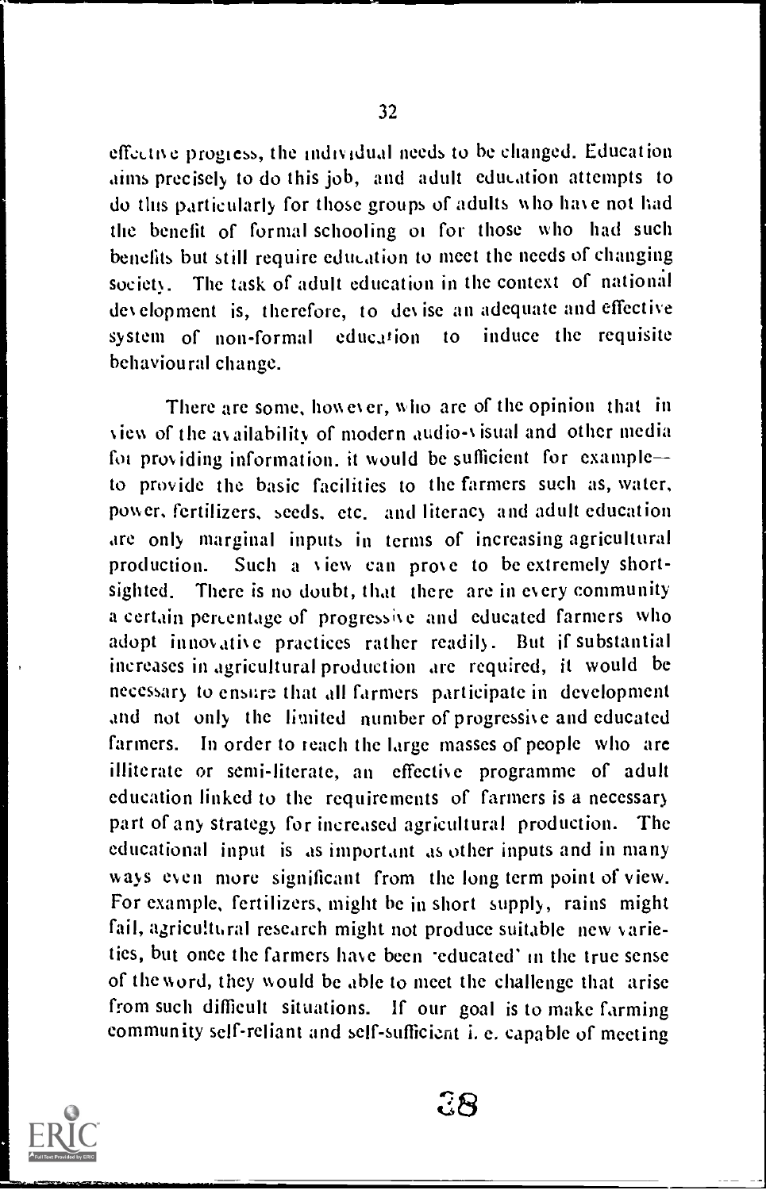effective progress, the individual needs to be changed. Education aims precisely to do this job, and adult education attempts to do this particularly for those groups of adults who have not had the benefit of formal schooling or for those who had such benefits but still require education to meet the needs of changing society. The task of adult education in the context of national development is, therefore, to devise an adequate and effective system of non-formal education to induce the requisite behavioural change.

There are some, however, who are of the opinion that in view of the availability of modern audio-visual and other media for providing information, it would be sufficient for example—to provide the basic facilities to the farmers such as, water, power, fertilizers, seeds, etc. and literacy and adult education are only marginal inputs in terms of increasing agricultural production. Such a view can prove to be extremely short-sighted. There is no doubt, that there are in every community a certain percentage of progressive and educated farmers who adopt innovative practices rather readily. But if substantial increases in agricultural production are required, it would be necessary to ensure that all farmers participate in development and not only the limited number of progressive and educated farmers. In order to reach the large masses of people who are illiterate or semi-literate, an effective programme of adult education linked to the requirements of farmers is a necessary part of any strategy for increased agricultural production. The educational input is as important as other inputs and in many ways even more significant from the long term point of view. For example, fertilizers, might be in short supply, rains might fail, agricultural research might not produce suitable new varieties, but once the farmers have been 'educated' in the true sense of the word, they would be able to meet the challenge that arise from such difficult situations. If our goal is to make farming community self-reliant and self-sufficient i. e. capable of meeting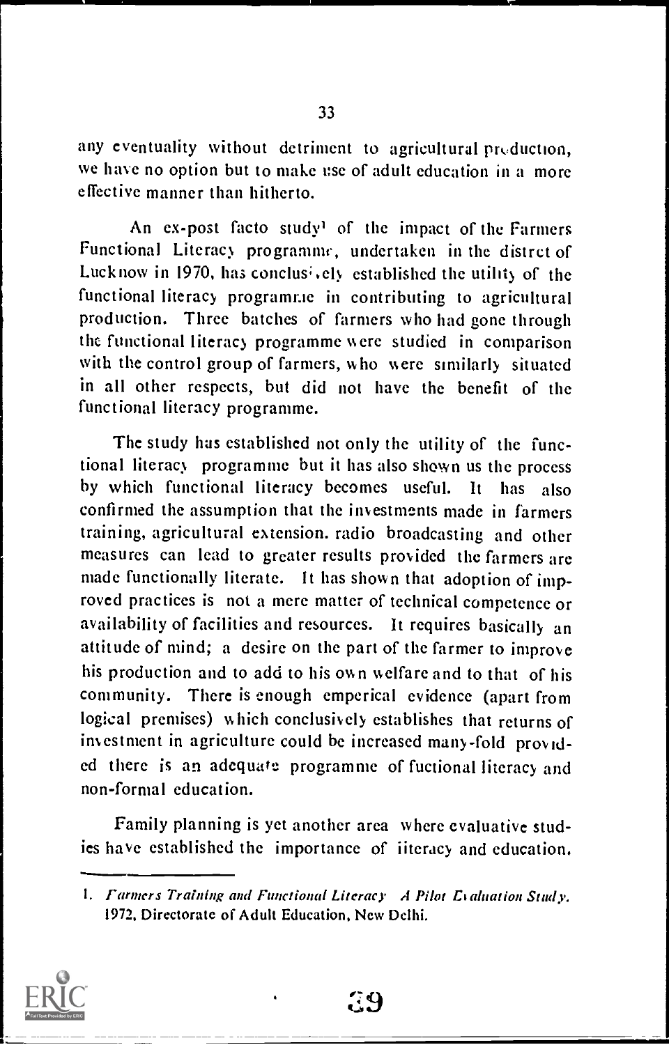any eventuality without detriment to agricultural production, we have no option but to make use of adult education in a more effective manner than hitherto.

An ex-post facto study[1] of the impact of the Farmers Functional Literacy programme, undertaken in the distrct of Lucknow in 1970, has conclusively established the utility of the functional literacy programme in contributing to agricultural production. Three batches of farmers who had gone through the functional literacy programme were studied in comparison with the control group of farmers, who were similarly situated in all other respects, but did not have the benefit of the functional literacy programme.

The study has established not only the utility of the functional literacy programme but it has also shown us the process by which functional literacy becomes useful. It has also confirmed the assumption that the investments made in farmers training, agricultural extension. radio broadcasting and other measures can lead to greater results provided the farmers are made functionally literate. It has shown that adoption of improved practices is not a mere matter of technical competence or availability of facilities and resources. It requires basically an attitude of mind; a desire on the part of the farmer to improve his production and to add to his own welfare and to that of his community. There is enough emperical evidence (apart from logical premises) which conclusively establishes that returns of investment in agriculture could be increased many-fold provided there is an adequate programme of fuctional literacy and non-formal education.

Family planning is yet another area where evaluative studies have established the importance of literacy and education.

---

1. *Farmers Training and Functional Literacy A Pilot Evaluation Study*. 1972, Directorate of Adult Education, New Delhi.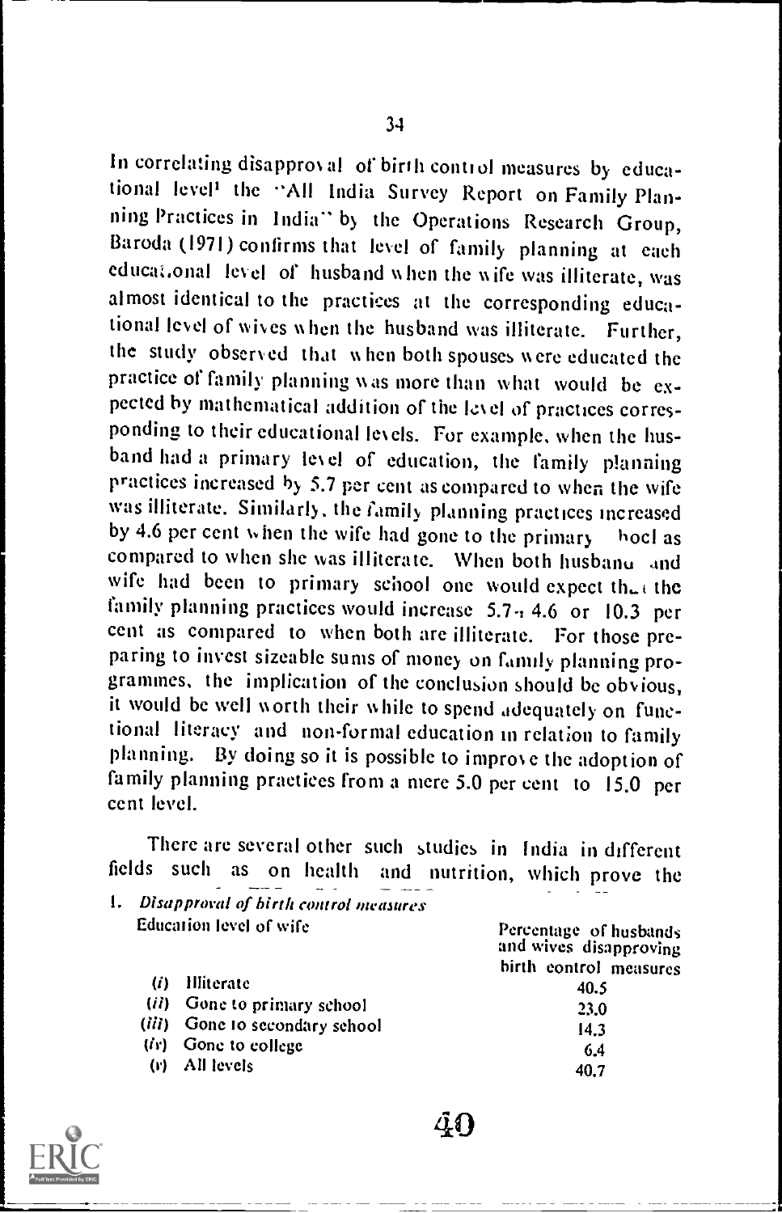In correlating disapproval of birth control measures by educational level[1] the "All India Survey Report on Family Planning Practices in India" by the Operations Research Group, Baroda (1971) confirms that level of family planning at each educational level of husband when the wife was illiterate, was almost identical to the practices at the corresponding educational level of wives when the husband was illiterate. Further, the study observed that when both spouses were educated the practice of family planning was more than what would be expected by mathematical addition of the level of practices corresponding to their educational levels. For example, when the husband had a primary level of education, the family planning practices increased by 5.7 per cent as compared to when the wife was illiterate. Similarly, the family planning practices increased by 4.6 per cent when the wife had gone to the primary school as compared to when she was illiterate. When both husband and wife had been to primary school one would expect that the family planning practices would increase 5.7+4.6 or 10.3 per cent as compared to when both are illiterate. For those preparing to invest sizeable sums of money on family planning programmes, the implication of the conclusion should be obvious, it would be well worth their while to spend adequately on functional literacy and non-formal education in relation to family planning. By doing so it is possible to improve the adoption of family planning practices from a mere 5.0 per cent to 15.0 per cent level.

There are several other such studies in India in different fields such as on health and nutrition, which prove the

1. *Disapproval of birth control measures*

| Education level of wife | Percentage of husbands and wives disapproving birth control measures |
|---|---|
| (*i*) Illiterate | 40.5 |
| (*ii*) Gone to primary school | 23.0 |
| (*iii*) Gone to secondary school | 14.3 |
| (*iv*) Gone to college | 6.4 |
| (*v*) All levels | 40.7 |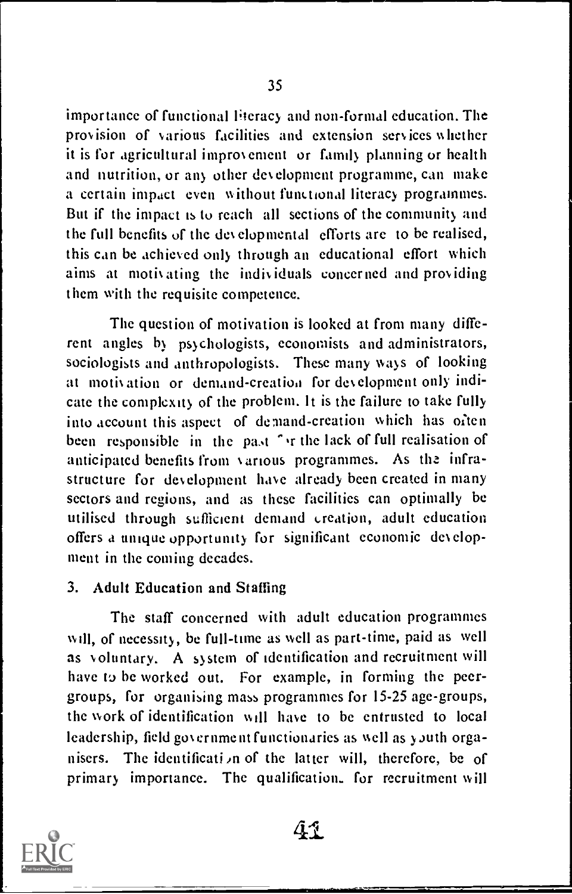importance of functional literacy and non-formal education. The provision of various facilities and extension services whether it is for agricultural improvement or family planning or health and nutrition, or any other development programme, can make a certain impact even without functional literacy programmes. But if the impact is to reach all sections of the community and the full benefits of the developmental efforts are to be realised, this can be achieved only through an educational effort which aims at motivating the individuals concerned and providing them with the requisite competence.

The question of motivation is looked at from many different angles by psychologists, economists and administrators, sociologists and anthropologists. These many ways of looking at motivation or demand-creation for development only indicate the complexity of the problem. It is the failure to take fully into account this aspect of demand-creation which has often been responsible in the past for the lack of full realisation of anticipated benefits from various programmes. As the infrastructure for development have already been created in many sectors and regions, and as these facilities can optimally be utilised through sufficient demand creation, adult education offers a unique opportunity for significant economic development in the coming decades.

### 3. Adult Education and Staffing

The staff concerned with adult education programmes will, of necessity, be full-time as well as part-time, paid as well as voluntary. A system of identification and recruitment will have to be worked out. For example, in forming the peer-groups, for organising mass programmes for 15-25 age-groups, the work of identification will have to be entrusted to local leadership, field government functionaries as well as youth organisers. The identification of the latter will, therefore, be of primary importance. The qualifications for recruitment will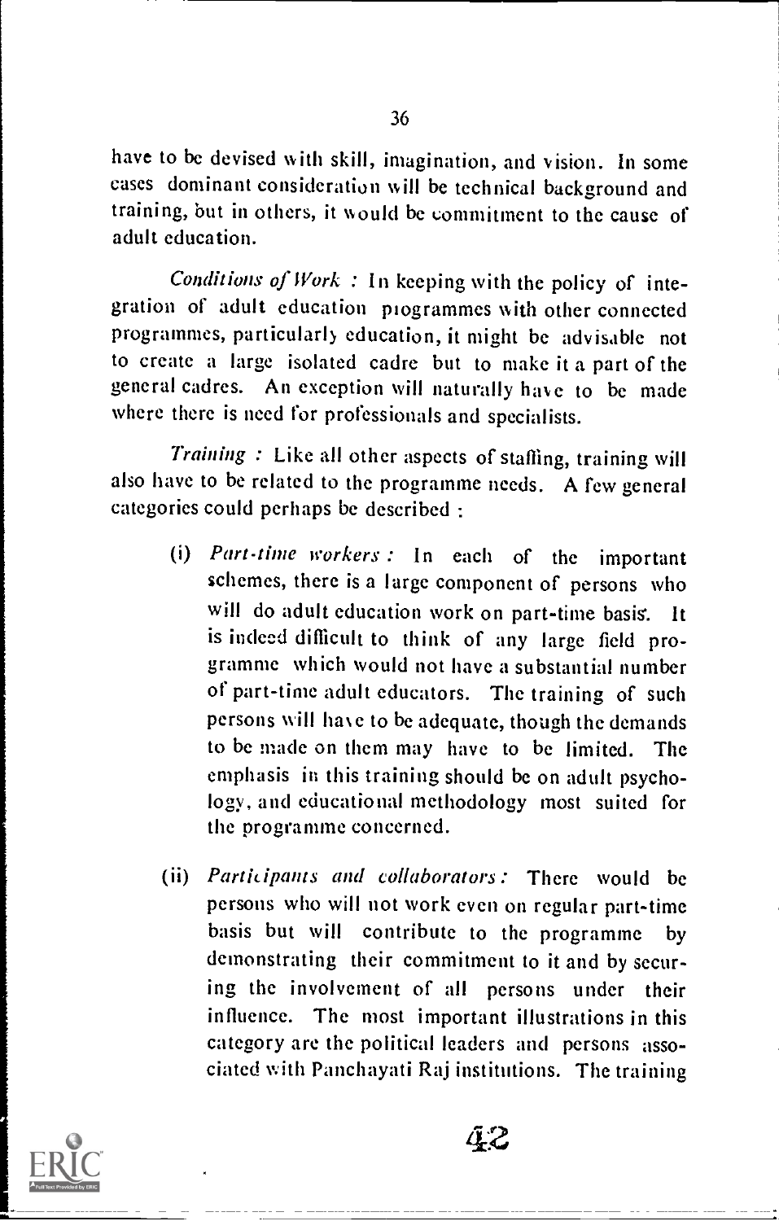have to be devised with skill, imagination, and vision. In some cases dominant consideration will be technical background and training, but in others, it would be commitment to the cause of adult education.

*Conditions of Work :* In keeping with the policy of integration of adult education programmes with other connected programmes, particularly education, it might be advisable not to create a large isolated cadre but to make it a part of the general cadres. An exception will naturally have to be made where there is need for professionals and specialists.

*Training :* Like all other aspects of staffing, training will also have to be related to the programme needs. A few general categories could perhaps be described :

(i) *Part-time workers :* In each of the important schemes, there is a large component of persons who will do adult education work on part-time basis. It is indeed difficult to think of any large field programme which would not have a substantial number of part-time adult educators. The training of such persons will have to be adequate, though the demands to be made on them may have to be limited. The emphasis in this training should be on adult psychology, and educational methodology most suited for the programme concerned.

(ii) *Participants and collaborators :* There would be persons who will not work even on regular part-time basis but will contribute to the programme by demonstrating their commitment to it and by securing the involvement of all persons under their influence. The most important illustrations in this category are the political leaders and persons associated with Panchayati Raj institutions. The training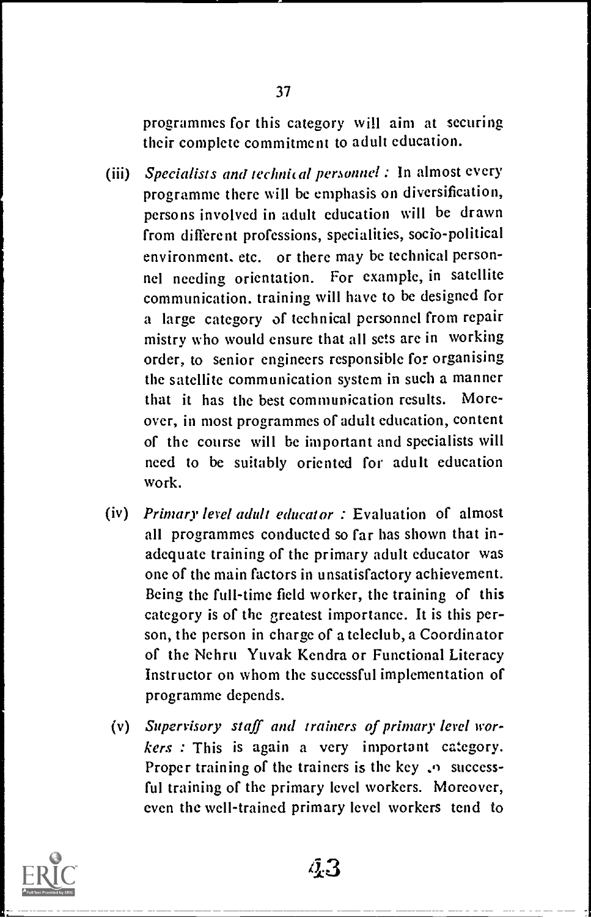programmes for this category will aim at securing their complete commitment to adult education.

(iii) *Specialists and technical personnel :* In almost every programme there will be emphasis on diversification, persons involved in adult education will be drawn from different professions, specialities, socio-political environment, etc. or there may be technical personnel needing orientation. For example, in satellite communication, training will have to be designed for a large category of technical personnel from repair mistry who would ensure that all sets are in working order, to senior engineers responsible for organising the satellite communication system in such a manner that it has the best communication results. Moreover, in most programmes of adult education, content of the course will be important and specialists will need to be suitably oriented for adult education work.

(iv) *Primary level adult educator :* Evaluation of almost all programmes conducted so far has shown that inadequate training of the primary adult educator was one of the main factors in unsatisfactory achievement. Being the full-time field worker, the training of this category is of the greatest importance. It is this person, the person in charge of a teleclub, a Coordinator of the Nehru Yuvak Kendra or Functional Literacy Instructor on whom the successful implementation of programme depends.

(v) *Supervisory staff and trainers of primary level workers :* This is again a very important category. Proper training of the trainers is the key to successful training of the primary level workers. Moreover, even the well-trained primary level workers tend to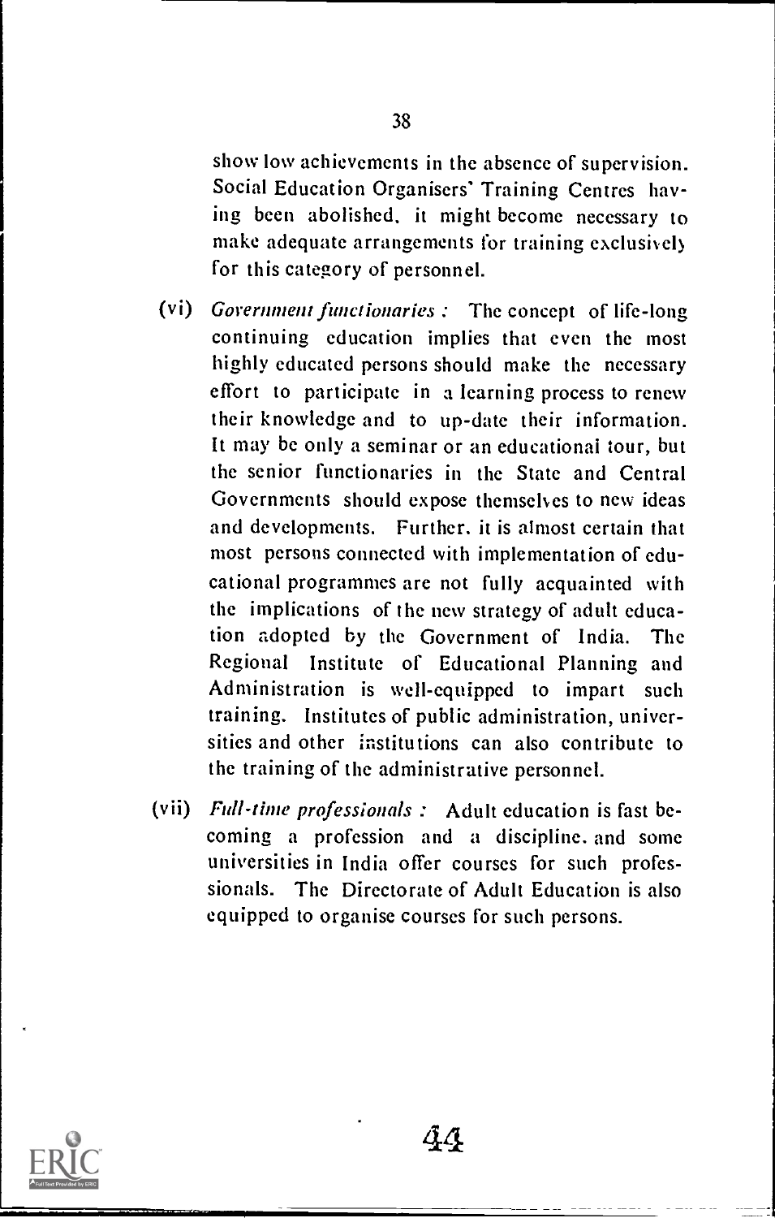show low achievements in the absence of supervision. Social Education Organisers' Training Centres having been abolished, it might become necessary to make adequate arrangements for training exclusively for this category of personnel.

(vi) *Government functionaries :* The concept of life-long continuing education implies that even the most highly educated persons should make the necessary effort to participate in a learning process to renew their knowledge and to up-date their information. It may be only a seminar or an educational tour, but the senior functionaries in the State and Central Governments should expose themselves to new ideas and developments. Further, it is almost certain that most persons connected with implementation of educational programmes are not fully acquainted with the implications of the new strategy of adult education adopted by the Government of India. The Regional Institute of Educational Planning and Administration is well-equipped to impart such training. Institutes of public administration, universities and other institutions can also contribute to the training of the administrative personnel.

(vii) *Full-time professionals :* Adult education is fast becoming a profession and a discipline, and some universities in India offer courses for such professionals. The Directorate of Adult Education is also equipped to organise courses for such persons.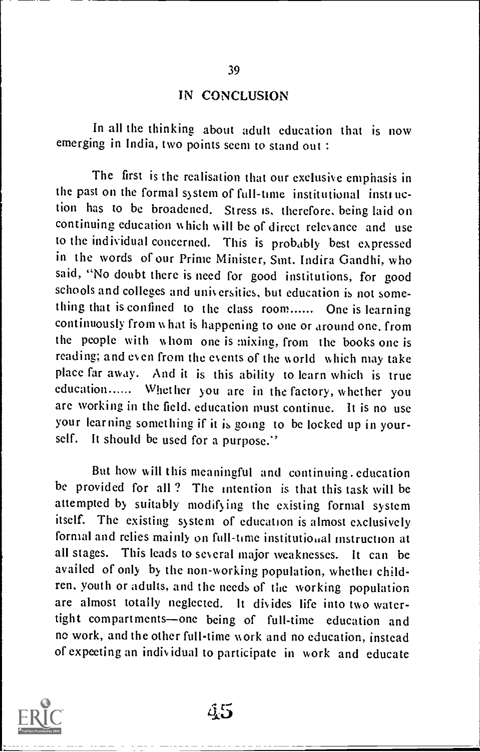## IN CONCLUSION

In all the thinking about adult education that is now emerging in India, two points seem to stand out :

The first is the realisation that our exclusive emphasis in the past on the formal system of full-time institutional instruction has to be broadened. Stress is, therefore, being laid on continuing education which will be of direct relevance and use to the individual concerned. This is probably best expressed in the words of our Prime Minister, Smt. Indira Gandhi, who said, "No doubt there is need for good institutions, for good schools and colleges and universities, but education is not something that is confined to the class room...... One is learning continuously from what is happening to one or around one, from the people with whom one is mixing, from the books one is reading; and even from the events of the world which may take place far away. And it is this ability to learn which is true education...... Whether you are in the factory, whether you are working in the field, education must continue. It is no use your learning something if it is going to be locked up in yourself. It should be used for a purpose."

But how will this meaningful and continuing education be provided for all? The intention is that this task will be attempted by suitably modifying the existing formal system itself. The existing system of education is almost exclusively formal and relies mainly on full-time institutional instruction at all stages. This leads to several major weaknesses. It can be availed of only by the non-working population, whether children, youth or adults, and the needs of the working population are almost totally neglected. It divides life into two watertight compartments—one being of full-time education and no work, and the other full-time work and no education, instead of expecting an individual to participate in work and educate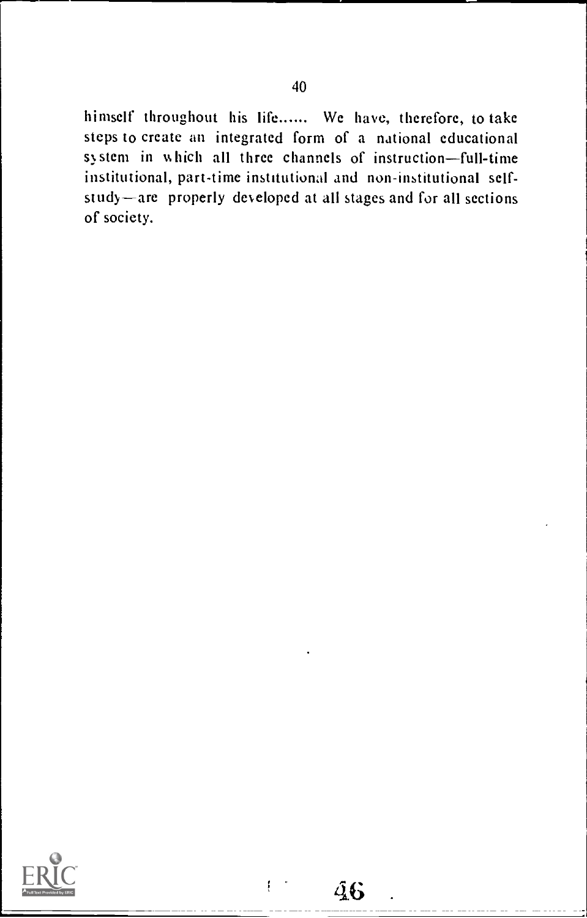himself throughout his life...... We have, therefore, to take steps to create an integrated form of a national educational system in which all three channels of instruction—full-time institutional, part-time institutional and non-institutional self-study—are properly developed at all stages and for all sections of society.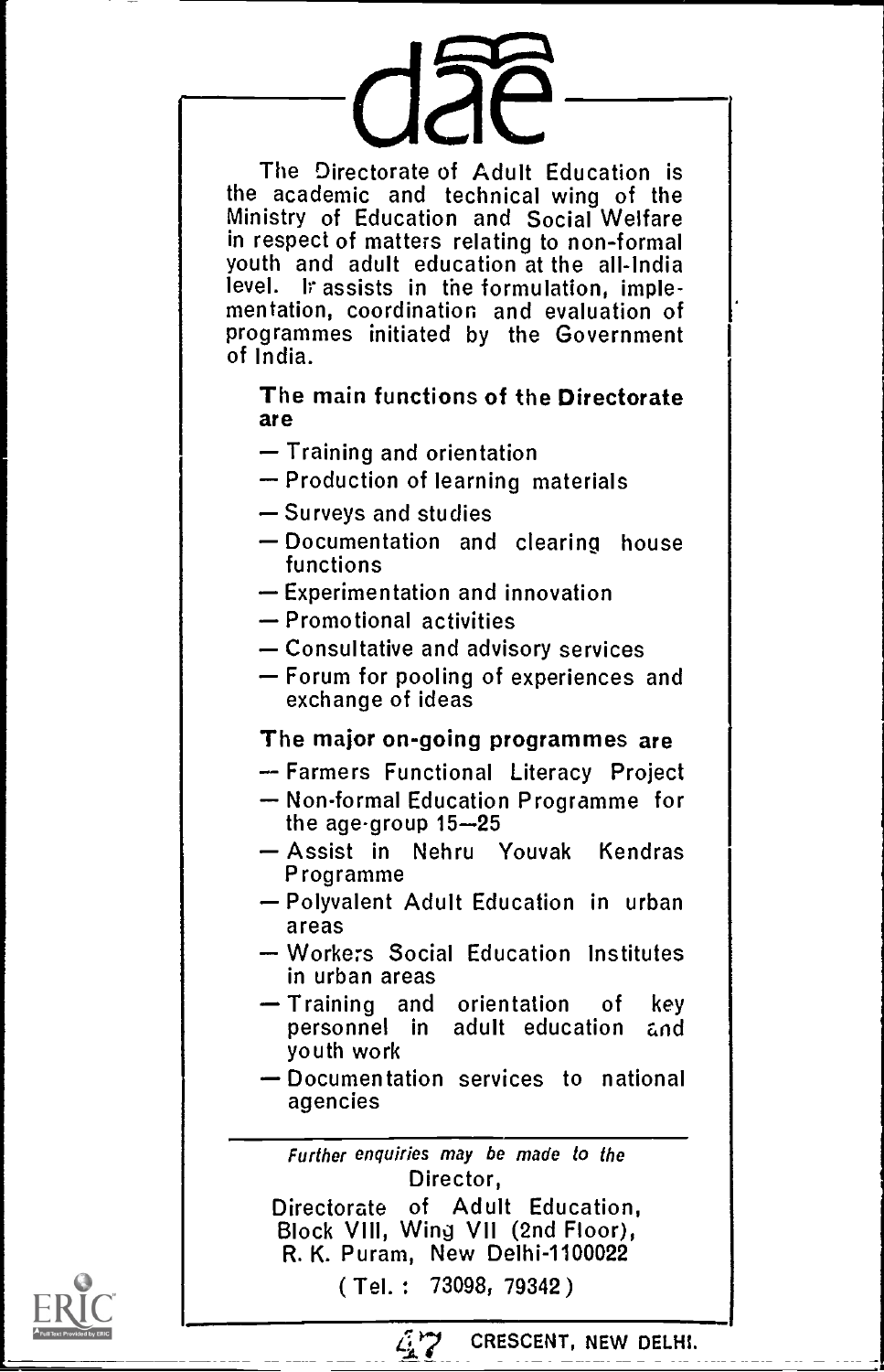# dae

The Directorate of Adult Education is the academic and technical wing of the Ministry of Education and Social Welfare in respect of matters relating to non-formal youth and adult education at the all-India level. It assists in the formulation, implementation, coordination and evaluation of programmes initiated by the Government of India.

**The main functions of the Directorate are**

- Training and orientation
- Production of learning materials
- Surveys and studies
- Documentation and clearing house functions
- Experimentation and innovation
- Promotional activities
- Consultative and advisory services
- Forum for pooling of experiences and exchange of ideas

**The major on-going programmes are**

- Farmers Functional Literacy Project
- Non-formal Education Programme for the age-group 15—25
- Assist in Nehru Youvak Kendras Programme
- Polyvalent Adult Education in urban areas
- Workers Social Education Institutes in urban areas
- Training and orientation of key personnel in adult education and youth work
- Documentation services to national agencies

*Further enquiries may be made to the*
Director,
Directorate of Adult Education,
Block VIII, Wing VII (2nd Floor),
R. K. Puram, New Delhi-1100022
(Tel. : 73098, 79342)

47 CRESCENT, NEW DELHI.